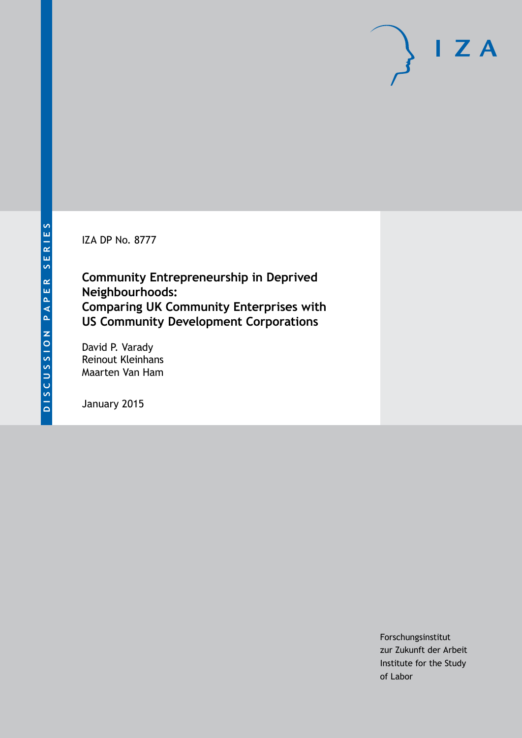DISCUSSION PAPER SERIES

IZA DP No. 8777

# Community Entrepreneurship in Deprived Neighbourhoods: Comparing UK Community Enterprises with US Community Development Corporations

David P. Varady
Reinout Kleinhans
Maarten Van Ham

January 2015

Forschungsinstitut
zur Zukunft der Arbeit
Institute for the Study
of Labor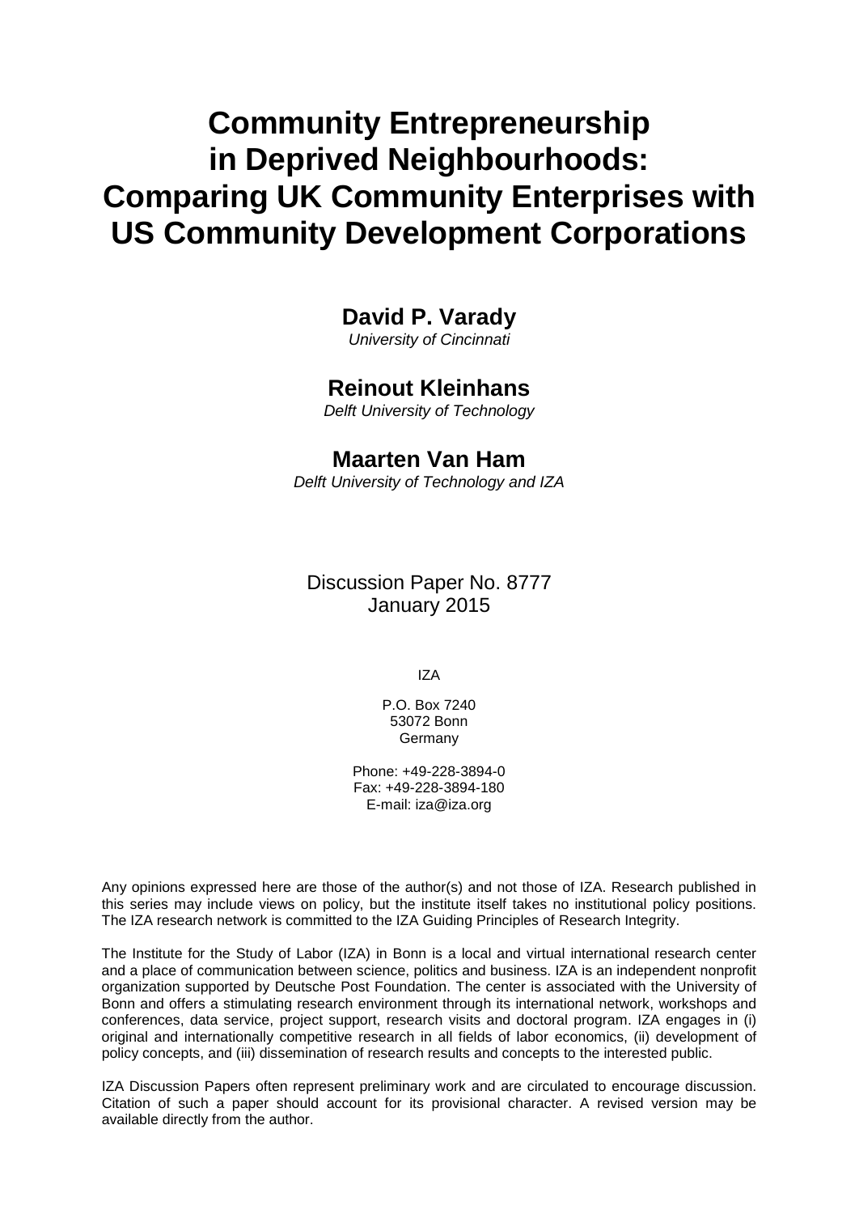# Community Entrepreneurship in Deprived Neighbourhoods: Comparing UK Community Enterprises with US Community Development Corporations

**David P. Varady**
*University of Cincinnati*

**Reinout Kleinhans**
*Delft University of Technology*

**Maarten Van Ham**
*Delft University of Technology and IZA*

Discussion Paper No. 8777
January 2015

IZA

P.O. Box 7240
53072 Bonn
Germany

Phone: +49-228-3894-0
Fax: +49-228-3894-180
E-mail: iza@iza.org

Any opinions expressed here are those of the author(s) and not those of IZA. Research published in this series may include views on policy, but the institute itself takes no institutional policy positions. The IZA research network is committed to the IZA Guiding Principles of Research Integrity.

The Institute for the Study of Labor (IZA) in Bonn is a local and virtual international research center and a place of communication between science, politics and business. IZA is an independent nonprofit organization supported by Deutsche Post Foundation. The center is associated with the University of Bonn and offers a stimulating research environment through its international network, workshops and conferences, data service, project support, research visits and doctoral program. IZA engages in (i) original and internationally competitive research in all fields of labor economics, (ii) development of policy concepts, and (iii) dissemination of research results and concepts to the interested public.

IZA Discussion Papers often represent preliminary work and are circulated to encourage discussion. Citation of such a paper should account for its provisional character. A revised version may be available directly from the author.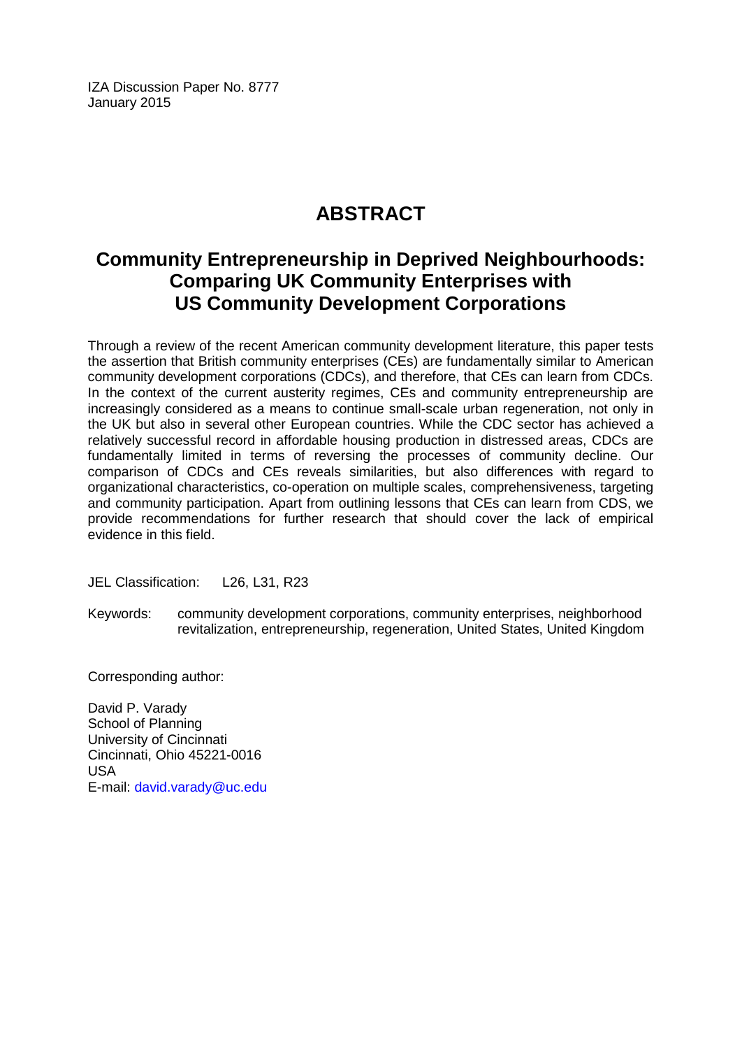IZA Discussion Paper No. 8777
January 2015

# ABSTRACT

## Community Entrepreneurship in Deprived Neighbourhoods: Comparing UK Community Enterprises with US Community Development Corporations

Through a review of the recent American community development literature, this paper tests the assertion that British community enterprises (CEs) are fundamentally similar to American community development corporations (CDCs), and therefore, that CEs can learn from CDCs. In the context of the current austerity regimes, CEs and community entrepreneurship are increasingly considered as a means to continue small-scale urban regeneration, not only in the UK but also in several other European countries. While the CDC sector has achieved a relatively successful record in affordable housing production in distressed areas, CDCs are fundamentally limited in terms of reversing the processes of community decline. Our comparison of CDCs and CEs reveals similarities, but also differences with regard to organizational characteristics, co-operation on multiple scales, comprehensiveness, targeting and community participation. Apart from outlining lessons that CEs can learn from CDS, we provide recommendations for further research that should cover the lack of empirical evidence in this field.

JEL Classification: L26, L31, R23

Keywords: community development corporations, community enterprises, neighborhood revitalization, entrepreneurship, regeneration, United States, United Kingdom

Corresponding author:

David P. Varady
School of Planning
University of Cincinnati
Cincinnati, Ohio 45221-0016
USA
E-mail: david.varady@uc.edu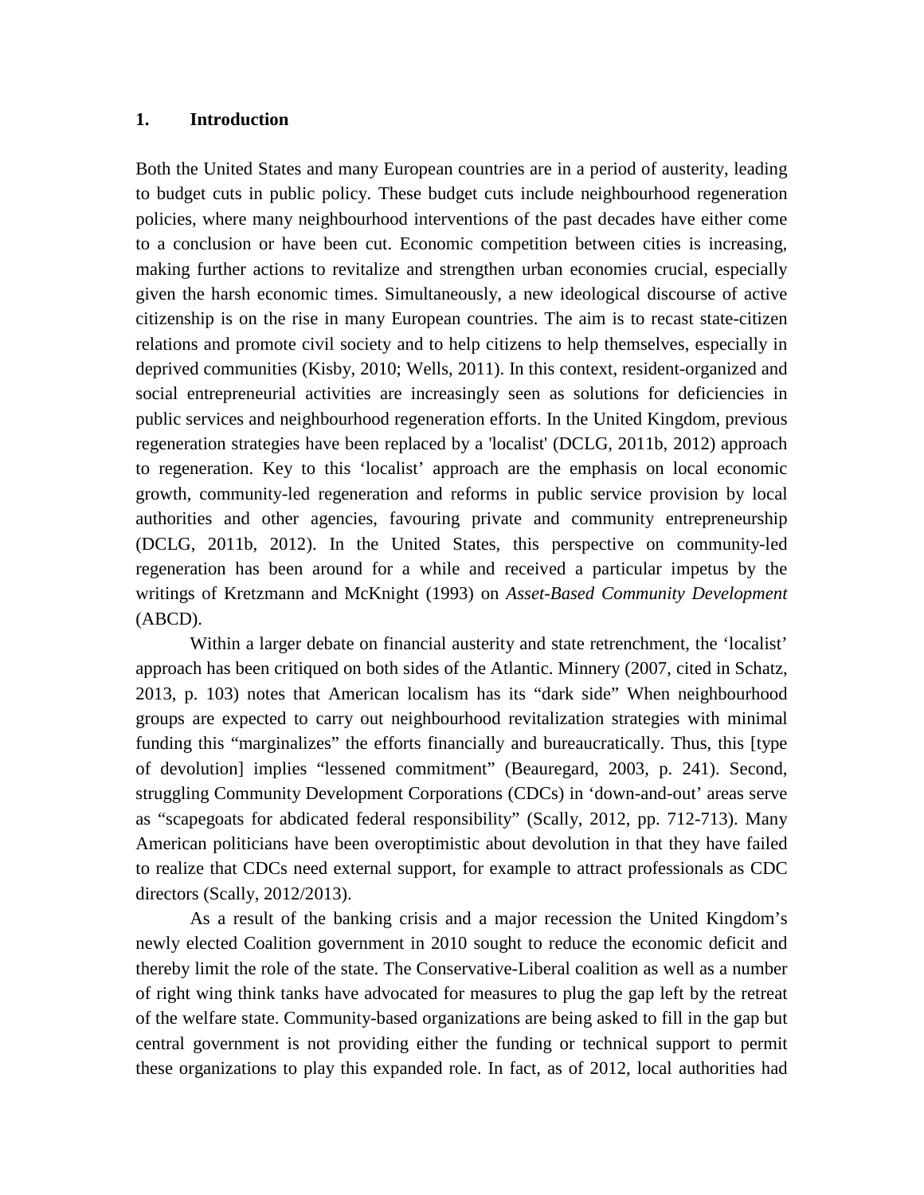## 1. Introduction

Both the United States and many European countries are in a period of austerity, leading to budget cuts in public policy. These budget cuts include neighbourhood regeneration policies, where many neighbourhood interventions of the past decades have either come to a conclusion or have been cut. Economic competition between cities is increasing, making further actions to revitalize and strengthen urban economies crucial, especially given the harsh economic times. Simultaneously, a new ideological discourse of active citizenship is on the rise in many European countries. The aim is to recast state-citizen relations and promote civil society and to help citizens to help themselves, especially in deprived communities (Kisby, 2010; Wells, 2011). In this context, resident-organized and social entrepreneurial activities are increasingly seen as solutions for deficiencies in public services and neighbourhood regeneration efforts. In the United Kingdom, previous regeneration strategies have been replaced by a 'localist' (DCLG, 2011b, 2012) approach to regeneration. Key to this 'localist' approach are the emphasis on local economic growth, community-led regeneration and reforms in public service provision by local authorities and other agencies, favouring private and community entrepreneurship (DCLG, 2011b, 2012). In the United States, this perspective on community-led regeneration has been around for a while and received a particular impetus by the writings of Kretzmann and McKnight (1993) on *Asset-Based Community Development* (ABCD).

Within a larger debate on financial austerity and state retrenchment, the 'localist' approach has been critiqued on both sides of the Atlantic. Minnery (2007, cited in Schatz, 2013, p. 103) notes that American localism has its "dark side" When neighbourhood groups are expected to carry out neighbourhood revitalization strategies with minimal funding this "marginalizes" the efforts financially and bureaucratically. Thus, this [type of devolution] implies "lessened commitment" (Beauregard, 2003, p. 241). Second, struggling Community Development Corporations (CDCs) in 'down-and-out' areas serve as "scapegoats for abdicated federal responsibility" (Scally, 2012, pp. 712-713). Many American politicians have been overoptimistic about devolution in that they have failed to realize that CDCs need external support, for example to attract professionals as CDC directors (Scally, 2012/2013).

As a result of the banking crisis and a major recession the United Kingdom's newly elected Coalition government in 2010 sought to reduce the economic deficit and thereby limit the role of the state. The Conservative-Liberal coalition as well as a number of right wing think tanks have advocated for measures to plug the gap left by the retreat of the welfare state. Community-based organizations are being asked to fill in the gap but central government is not providing either the funding or technical support to permit these organizations to play this expanded role. In fact, as of 2012, local authorities had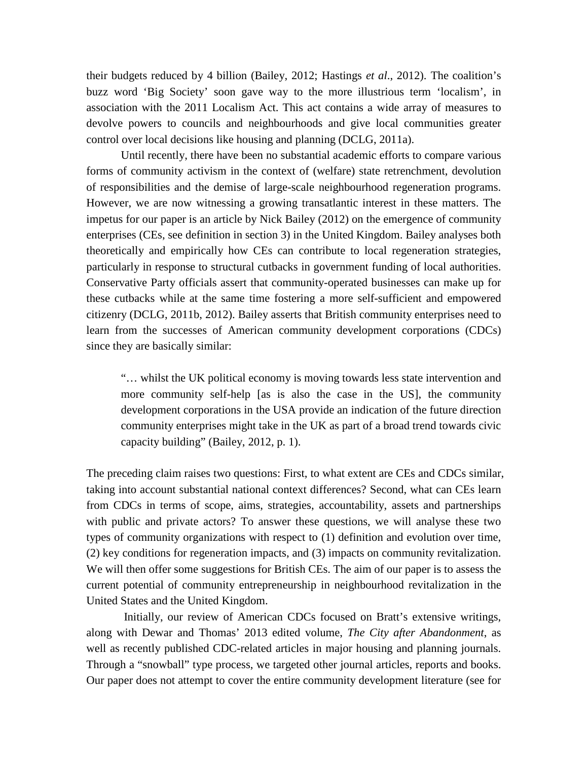their budgets reduced by 4 billion (Bailey, 2012; Hastings *et al*., 2012). The coalition's buzz word 'Big Society' soon gave way to the more illustrious term 'localism', in association with the 2011 Localism Act. This act contains a wide array of measures to devolve powers to councils and neighbourhoods and give local communities greater control over local decisions like housing and planning (DCLG, 2011a).

Until recently, there have been no substantial academic efforts to compare various forms of community activism in the context of (welfare) state retrenchment, devolution of responsibilities and the demise of large-scale neighbourhood regeneration programs. However, we are now witnessing a growing transatlantic interest in these matters. The impetus for our paper is an article by Nick Bailey (2012) on the emergence of community enterprises (CEs, see definition in section 3) in the United Kingdom. Bailey analyses both theoretically and empirically how CEs can contribute to local regeneration strategies, particularly in response to structural cutbacks in government funding of local authorities. Conservative Party officials assert that community-operated businesses can make up for these cutbacks while at the same time fostering a more self-sufficient and empowered citizenry (DCLG, 2011b, 2012). Bailey asserts that British community enterprises need to learn from the successes of American community development corporations (CDCs) since they are basically similar:

> "… whilst the UK political economy is moving towards less state intervention and more community self-help [as is also the case in the US], the community development corporations in the USA provide an indication of the future direction community enterprises might take in the UK as part of a broad trend towards civic capacity building" (Bailey, 2012, p. 1).

The preceding claim raises two questions: First, to what extent are CEs and CDCs similar, taking into account substantial national context differences? Second, what can CEs learn from CDCs in terms of scope, aims, strategies, accountability, assets and partnerships with public and private actors? To answer these questions, we will analyse these two types of community organizations with respect to (1) definition and evolution over time, (2) key conditions for regeneration impacts, and (3) impacts on community revitalization. We will then offer some suggestions for British CEs. The aim of our paper is to assess the current potential of community entrepreneurship in neighbourhood revitalization in the United States and the United Kingdom.

Initially, our review of American CDCs focused on Bratt's extensive writings, along with Dewar and Thomas' 2013 edited volume, *The City after Abandonment*, as well as recently published CDC-related articles in major housing and planning journals. Through a "snowball" type process, we targeted other journal articles, reports and books. Our paper does not attempt to cover the entire community development literature (see for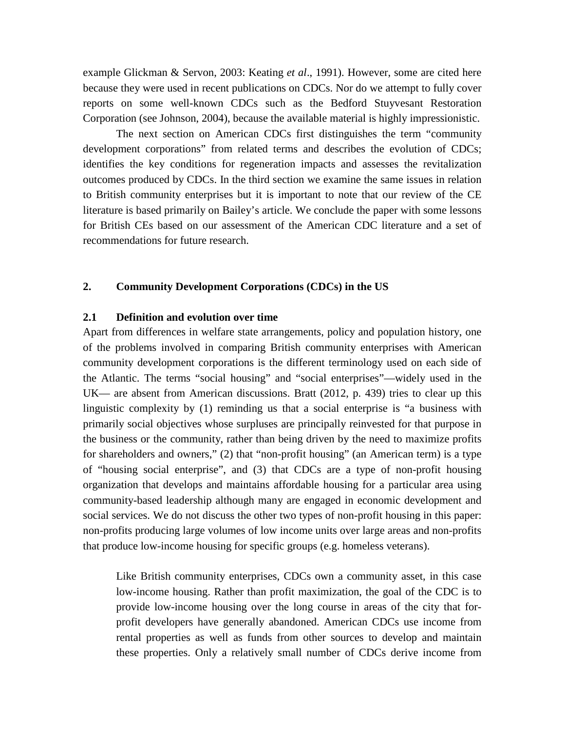example Glickman & Servon, 2003: Keating *et al*., 1991). However, some are cited here because they were used in recent publications on CDCs. Nor do we attempt to fully cover reports on some well-known CDCs such as the Bedford Stuyvesant Restoration Corporation (see Johnson, 2004), because the available material is highly impressionistic.

The next section on American CDCs first distinguishes the term "community development corporations" from related terms and describes the evolution of CDCs; identifies the key conditions for regeneration impacts and assesses the revitalization outcomes produced by CDCs. In the third section we examine the same issues in relation to British community enterprises but it is important to note that our review of the CE literature is based primarily on Bailey's article. We conclude the paper with some lessons for British CEs based on our assessment of the American CDC literature and a set of recommendations for future research.

## 2. Community Development Corporations (CDCs) in the US

### 2.1 Definition and evolution over time

Apart from differences in welfare state arrangements, policy and population history, one of the problems involved in comparing British community enterprises with American community development corporations is the different terminology used on each side of the Atlantic. The terms "social housing" and "social enterprises"—widely used in the UK— are absent from American discussions. Bratt (2012, p. 439) tries to clear up this linguistic complexity by (1) reminding us that a social enterprise is "a business with primarily social objectives whose surpluses are principally reinvested for that purpose in the business or the community, rather than being driven by the need to maximize profits for shareholders and owners," (2) that "non-profit housing" (an American term) is a type of "housing social enterprise", and (3) that CDCs are a type of non-profit housing organization that develops and maintains affordable housing for a particular area using community-based leadership although many are engaged in economic development and social services. We do not discuss the other two types of non-profit housing in this paper: non-profits producing large volumes of low income units over large areas and non-profits that produce low-income housing for specific groups (e.g. homeless veterans).

> Like British community enterprises, CDCs own a community asset, in this case low-income housing. Rather than profit maximization, the goal of the CDC is to provide low-income housing over the long course in areas of the city that for-profit developers have generally abandoned. American CDCs use income from rental properties as well as funds from other sources to develop and maintain these properties. Only a relatively small number of CDCs derive income from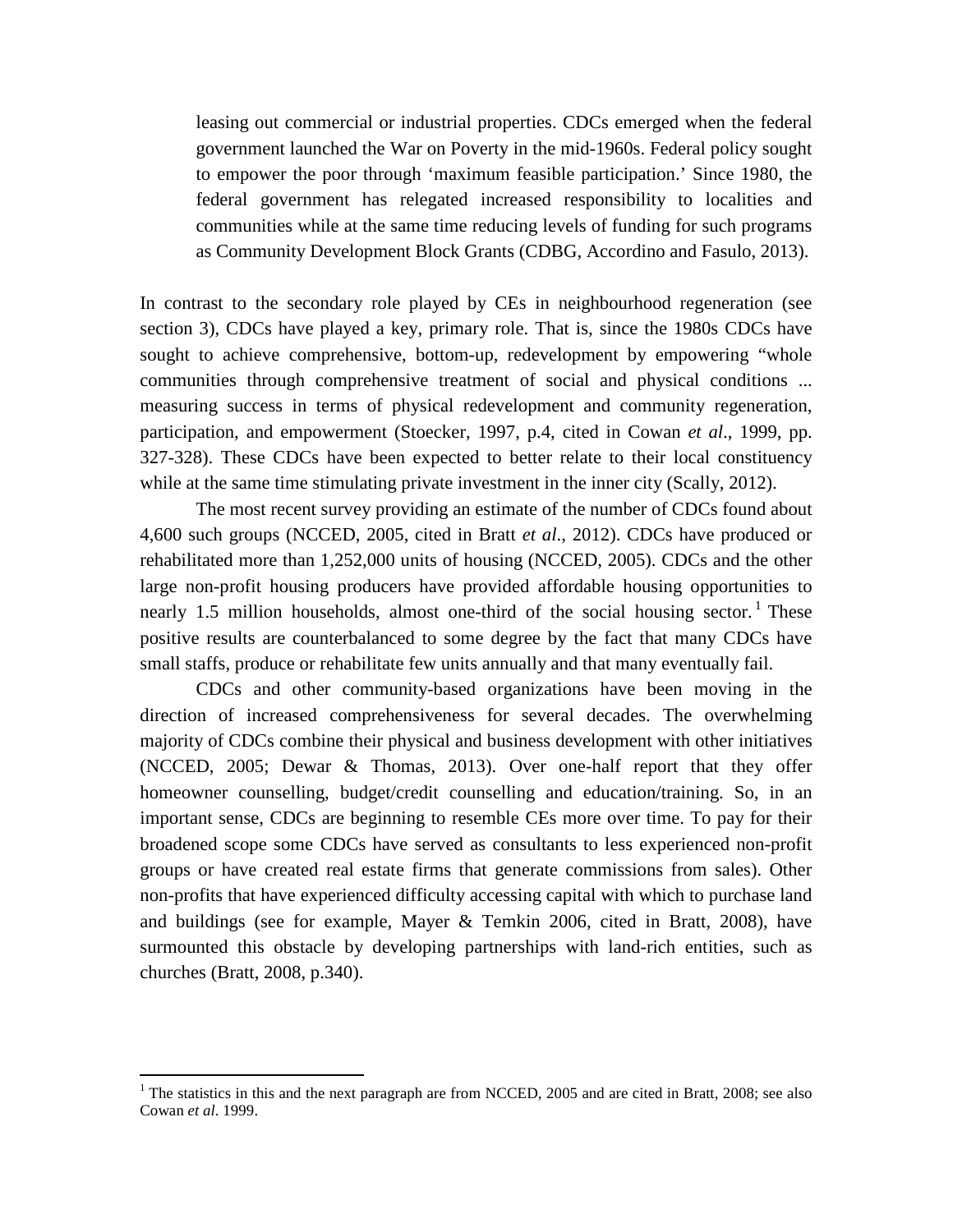> leasing out commercial or industrial properties. CDCs emerged when the federal government launched the War on Poverty in the mid-1960s. Federal policy sought to empower the poor through 'maximum feasible participation.' Since 1980, the federal government has relegated increased responsibility to localities and communities while at the same time reducing levels of funding for such programs as Community Development Block Grants (CDBG, Accordino and Fasulo, 2013).

In contrast to the secondary role played by CEs in neighbourhood regeneration (see section 3), CDCs have played a key, primary role. That is, since the 1980s CDCs have sought to achieve comprehensive, bottom-up, redevelopment by empowering "whole communities through comprehensive treatment of social and physical conditions ... measuring success in terms of physical redevelopment and community regeneration, participation, and empowerment (Stoecker, 1997, p.4, cited in Cowan *et al*., 1999, pp. 327-328). These CDCs have been expected to better relate to their local constituency while at the same time stimulating private investment in the inner city (Scally, 2012).

The most recent survey providing an estimate of the number of CDCs found about 4,600 such groups (NCCED, 2005, cited in Bratt *et al*., 2012). CDCs have produced or rehabilitated more than 1,252,000 units of housing (NCCED, 2005). CDCs and the other large non-profit housing producers have provided affordable housing opportunities to nearly 1.5 million households, almost one-third of the social housing sector.[1] These positive results are counterbalanced to some degree by the fact that many CDCs have small staffs, produce or rehabilitate few units annually and that many eventually fail.

CDCs and other community-based organizations have been moving in the direction of increased comprehensiveness for several decades. The overwhelming majority of CDCs combine their physical and business development with other initiatives (NCCED, 2005; Dewar & Thomas, 2013). Over one-half report that they offer homeowner counselling, budget/credit counselling and education/training. So, in an important sense, CDCs are beginning to resemble CEs more over time. To pay for their broadened scope some CDCs have served as consultants to less experienced non-profit groups or have created real estate firms that generate commissions from sales). Other non-profits that have experienced difficulty accessing capital with which to purchase land and buildings (see for example, Mayer & Temkin 2006, cited in Bratt, 2008), have surmounted this obstacle by developing partnerships with land-rich entities, such as churches (Bratt, 2008, p.340).

---

[1] The statistics in this and the next paragraph are from NCCED, 2005 and are cited in Bratt, 2008; see also Cowan *et al*. 1999.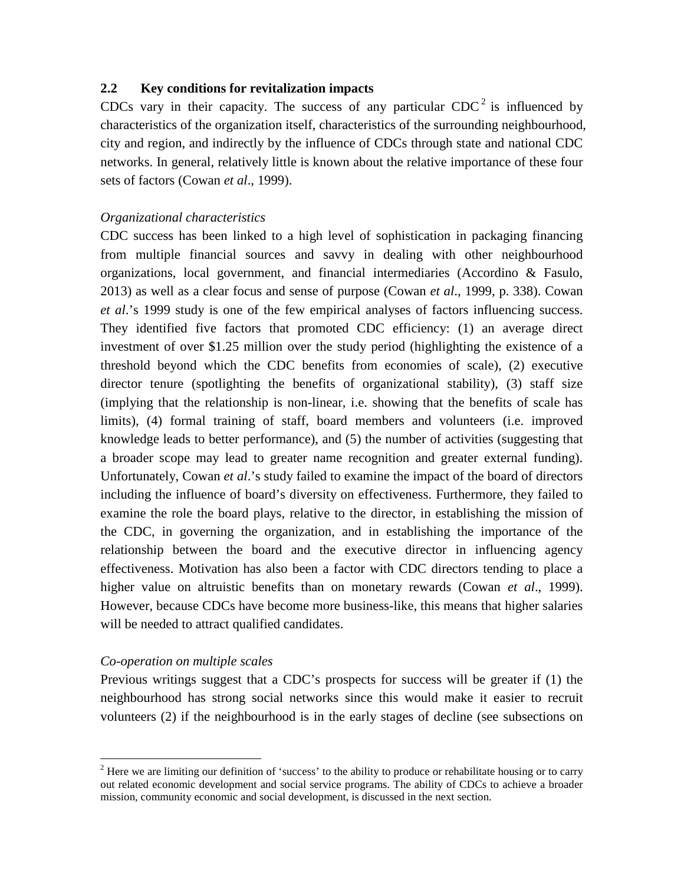### 2.2 Key conditions for revitalization impacts

CDCs vary in their capacity. The success of any particular CDC[2] is influenced by characteristics of the organization itself, characteristics of the surrounding neighbourhood, city and region, and indirectly by the influence of CDCs through state and national CDC networks. In general, relatively little is known about the relative importance of these four sets of factors (Cowan *et al*., 1999).

*Organizational characteristics*

CDC success has been linked to a high level of sophistication in packaging financing from multiple financial sources and savvy in dealing with other neighbourhood organizations, local government, and financial intermediaries (Accordino & Fasulo, 2013) as well as a clear focus and sense of purpose (Cowan *et al*., 1999, p. 338). Cowan *et al*.'s 1999 study is one of the few empirical analyses of factors influencing success. They identified five factors that promoted CDC efficiency: (1) an average direct investment of over $1.25 million over the study period (highlighting the existence of a threshold beyond which the CDC benefits from economies of scale), (2) executive director tenure (spotlighting the benefits of organizational stability), (3) staff size (implying that the relationship is non-linear, i.e. showing that the benefits of scale has limits), (4) formal training of staff, board members and volunteers (i.e. improved knowledge leads to better performance), and (5) the number of activities (suggesting that a broader scope may lead to greater name recognition and greater external funding). Unfortunately, Cowan *et al*.'s study failed to examine the impact of the board of directors including the influence of board's diversity on effectiveness. Furthermore, they failed to examine the role the board plays, relative to the director, in establishing the mission of the CDC, in governing the organization, and in establishing the importance of the relationship between the board and the executive director in influencing agency effectiveness. Motivation has also been a factor with CDC directors tending to place a higher value on altruistic benefits than on monetary rewards (Cowan *et al*., 1999). However, because CDCs have become more business-like, this means that higher salaries will be needed to attract qualified candidates.

*Co-operation on multiple scales*

Previous writings suggest that a CDC's prospects for success will be greater if (1) the neighbourhood has strong social networks since this would make it easier to recruit volunteers (2) if the neighbourhood is in the early stages of decline (see subsections on

[2] Here we are limiting our definition of 'success' to the ability to produce or rehabilitate housing or to carry out related economic development and social service programs. The ability of CDCs to achieve a broader mission, community economic and social development, is discussed in the next section.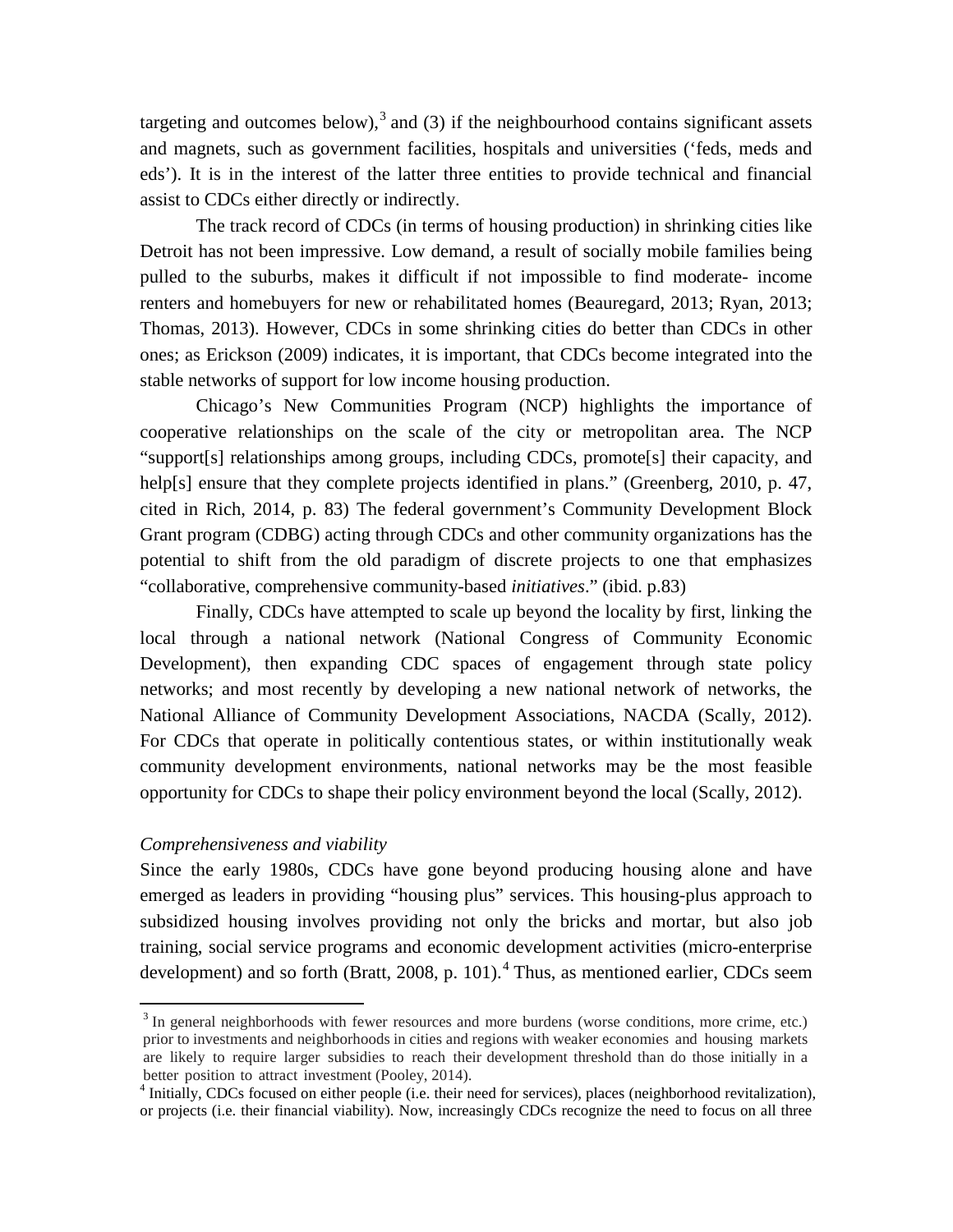targeting and outcomes below),[3] and (3) if the neighbourhood contains significant assets and magnets, such as government facilities, hospitals and universities ('feds, meds and eds'). It is in the interest of the latter three entities to provide technical and financial assist to CDCs either directly or indirectly.

The track record of CDCs (in terms of housing production) in shrinking cities like Detroit has not been impressive. Low demand, a result of socially mobile families being pulled to the suburbs, makes it difficult if not impossible to find moderate- income renters and homebuyers for new or rehabilitated homes (Beauregard, 2013; Ryan, 2013; Thomas, 2013). However, CDCs in some shrinking cities do better than CDCs in other ones; as Erickson (2009) indicates, it is important, that CDCs become integrated into the stable networks of support for low income housing production.

Chicago's New Communities Program (NCP) highlights the importance of cooperative relationships on the scale of the city or metropolitan area. The NCP "support[s] relationships among groups, including CDCs, promote[s] their capacity, and help[s] ensure that they complete projects identified in plans." (Greenberg, 2010, p. 47, cited in Rich, 2014, p. 83) The federal government's Community Development Block Grant program (CDBG) acting through CDCs and other community organizations has the potential to shift from the old paradigm of discrete projects to one that emphasizes "collaborative, comprehensive community-based *initiatives*." (ibid. p.83)

Finally, CDCs have attempted to scale up beyond the locality by first, linking the local through a national network (National Congress of Community Economic Development), then expanding CDC spaces of engagement through state policy networks; and most recently by developing a new national network of networks, the National Alliance of Community Development Associations, NACDA (Scally, 2012). For CDCs that operate in politically contentious states, or within institutionally weak community development environments, national networks may be the most feasible opportunity for CDCs to shape their policy environment beyond the local (Scally, 2012).

*Comprehensiveness and viability*

Since the early 1980s, CDCs have gone beyond producing housing alone and have emerged as leaders in providing "housing plus" services. This housing-plus approach to subsidized housing involves providing not only the bricks and mortar, but also job training, social service programs and economic development activities (micro-enterprise development) and so forth (Bratt, 2008, p. 101).[4] Thus, as mentioned earlier, CDCs seem

[3] In general neighborhoods with fewer resources and more burdens (worse conditions, more crime, etc.) prior to investments and neighborhoods in cities and regions with weaker economies and housing markets are likely to require larger subsidies to reach their development threshold than do those initially in a better position to attract investment (Pooley, 2014).

[4] Initially, CDCs focused on either people (i.e. their need for services), places (neighborhood revitalization), or projects (i.e. their financial viability). Now, increasingly CDCs recognize the need to focus on all three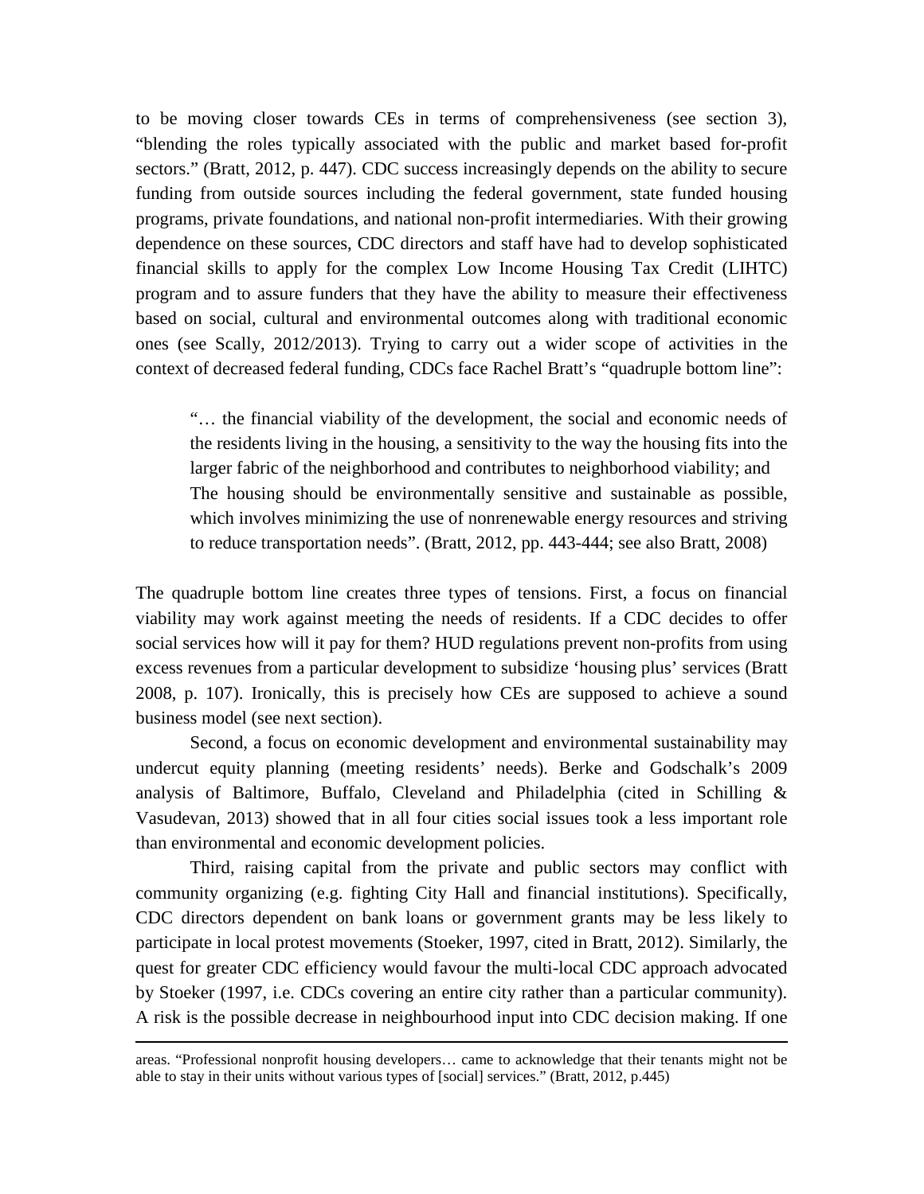to be moving closer towards CEs in terms of comprehensiveness (see section 3), "blending the roles typically associated with the public and market based for-profit sectors." (Bratt, 2012, p. 447). CDC success increasingly depends on the ability to secure funding from outside sources including the federal government, state funded housing programs, private foundations, and national non-profit intermediaries. With their growing dependence on these sources, CDC directors and staff have had to develop sophisticated financial skills to apply for the complex Low Income Housing Tax Credit (LIHTC) program and to assure funders that they have the ability to measure their effectiveness based on social, cultural and environmental outcomes along with traditional economic ones (see Scally, 2012/2013). Trying to carry out a wider scope of activities in the context of decreased federal funding, CDCs face Rachel Bratt's "quadruple bottom line":

> "… the financial viability of the development, the social and economic needs of the residents living in the housing, a sensitivity to the way the housing fits into the larger fabric of the neighborhood and contributes to neighborhood viability; and The housing should be environmentally sensitive and sustainable as possible, which involves minimizing the use of nonrenewable energy resources and striving to reduce transportation needs". (Bratt, 2012, pp. 443-444; see also Bratt, 2008)

The quadruple bottom line creates three types of tensions. First, a focus on financial viability may work against meeting the needs of residents. If a CDC decides to offer social services how will it pay for them? HUD regulations prevent non-profits from using excess revenues from a particular development to subsidize 'housing plus' services (Bratt 2008, p. 107). Ironically, this is precisely how CEs are supposed to achieve a sound business model (see next section).

Second, a focus on economic development and environmental sustainability may undercut equity planning (meeting residents' needs). Berke and Godschalk's 2009 analysis of Baltimore, Buffalo, Cleveland and Philadelphia (cited in Schilling & Vasudevan, 2013) showed that in all four cities social issues took a less important role than environmental and economic development policies.

Third, raising capital from the private and public sectors may conflict with community organizing (e.g. fighting City Hall and financial institutions). Specifically, CDC directors dependent on bank loans or government grants may be less likely to participate in local protest movements (Stoeker, 1997, cited in Bratt, 2012). Similarly, the quest for greater CDC efficiency would favour the multi-local CDC approach advocated by Stoeker (1997, i.e. CDCs covering an entire city rather than a particular community). A risk is the possible decrease in neighbourhood input into CDC decision making. If one

---

areas. "Professional nonprofit housing developers… came to acknowledge that their tenants might not be able to stay in their units without various types of [social] services." (Bratt, 2012, p.445)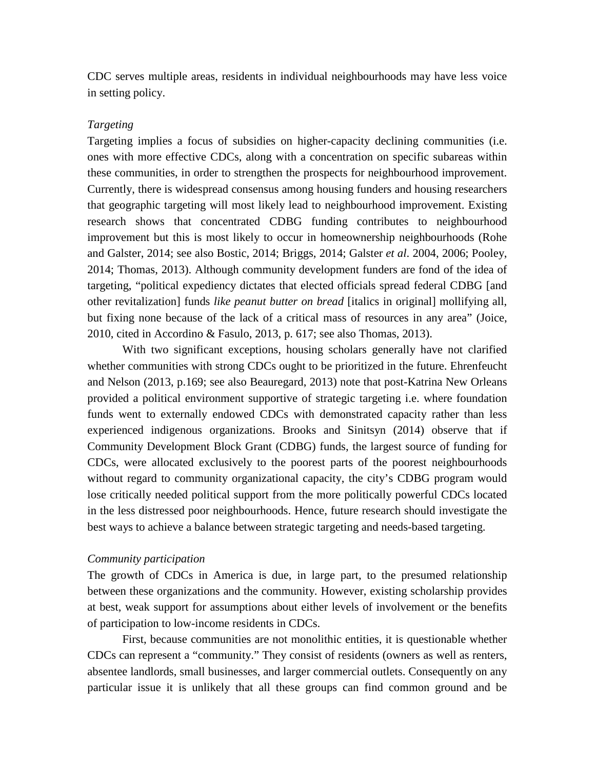CDC serves multiple areas, residents in individual neighbourhoods may have less voice in setting policy.

*Targeting*

Targeting implies a focus of subsidies on higher-capacity declining communities (i.e. ones with more effective CDCs, along with a concentration on specific subareas within these communities, in order to strengthen the prospects for neighbourhood improvement. Currently, there is widespread consensus among housing funders and housing researchers that geographic targeting will most likely lead to neighbourhood improvement. Existing research shows that concentrated CDBG funding contributes to neighbourhood improvement but this is most likely to occur in homeownership neighbourhoods (Rohe and Galster, 2014; see also Bostic, 2014; Briggs, 2014; Galster *et al*. 2004, 2006; Pooley, 2014; Thomas, 2013). Although community development funders are fond of the idea of targeting, "political expediency dictates that elected officials spread federal CDBG [and other revitalization] funds *like peanut butter on bread* [italics in original] mollifying all, but fixing none because of the lack of a critical mass of resources in any area" (Joice, 2010, cited in Accordino & Fasulo, 2013, p. 617; see also Thomas, 2013).

With two significant exceptions, housing scholars generally have not clarified whether communities with strong CDCs ought to be prioritized in the future. Ehrenfeucht and Nelson (2013, p.169; see also Beauregard, 2013) note that post-Katrina New Orleans provided a political environment supportive of strategic targeting i.e. where foundation funds went to externally endowed CDCs with demonstrated capacity rather than less experienced indigenous organizations. Brooks and Sinitsyn (2014) observe that if Community Development Block Grant (CDBG) funds, the largest source of funding for CDCs, were allocated exclusively to the poorest parts of the poorest neighbourhoods without regard to community organizational capacity, the city's CDBG program would lose critically needed political support from the more politically powerful CDCs located in the less distressed poor neighbourhoods. Hence, future research should investigate the best ways to achieve a balance between strategic targeting and needs-based targeting.

*Community participation*

The growth of CDCs in America is due, in large part, to the presumed relationship between these organizations and the community. However, existing scholarship provides at best, weak support for assumptions about either levels of involvement or the benefits of participation to low-income residents in CDCs.

First, because communities are not monolithic entities, it is questionable whether CDCs can represent a "community." They consist of residents (owners as well as renters, absentee landlords, small businesses, and larger commercial outlets. Consequently on any particular issue it is unlikely that all these groups can find common ground and be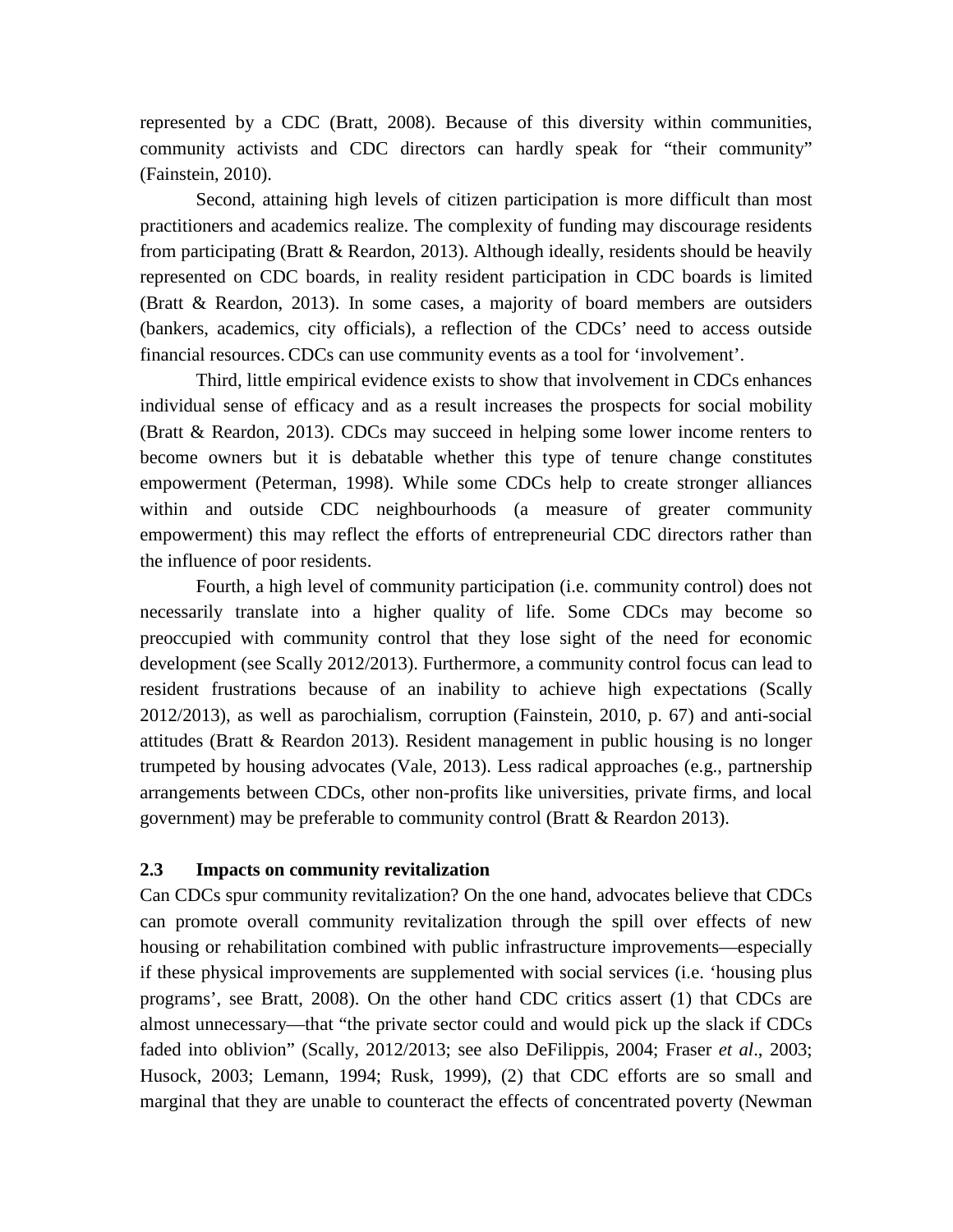represented by a CDC (Bratt, 2008). Because of this diversity within communities, community activists and CDC directors can hardly speak for "their community" (Fainstein, 2010).

Second, attaining high levels of citizen participation is more difficult than most practitioners and academics realize. The complexity of funding may discourage residents from participating (Bratt & Reardon, 2013). Although ideally, residents should be heavily represented on CDC boards, in reality resident participation in CDC boards is limited (Bratt & Reardon, 2013). In some cases, a majority of board members are outsiders (bankers, academics, city officials), a reflection of the CDCs' need to access outside financial resources. CDCs can use community events as a tool for 'involvement'.

Third, little empirical evidence exists to show that involvement in CDCs enhances individual sense of efficacy and as a result increases the prospects for social mobility (Bratt & Reardon, 2013). CDCs may succeed in helping some lower income renters to become owners but it is debatable whether this type of tenure change constitutes empowerment (Peterman, 1998). While some CDCs help to create stronger alliances within and outside CDC neighbourhoods (a measure of greater community empowerment) this may reflect the efforts of entrepreneurial CDC directors rather than the influence of poor residents.

Fourth, a high level of community participation (i.e. community control) does not necessarily translate into a higher quality of life. Some CDCs may become so preoccupied with community control that they lose sight of the need for economic development (see Scally 2012/2013). Furthermore, a community control focus can lead to resident frustrations because of an inability to achieve high expectations (Scally 2012/2013), as well as parochialism, corruption (Fainstein, 2010, p. 67) and anti-social attitudes (Bratt & Reardon 2013). Resident management in public housing is no longer trumpeted by housing advocates (Vale, 2013). Less radical approaches (e.g., partnership arrangements between CDCs, other non-profits like universities, private firms, and local government) may be preferable to community control (Bratt & Reardon 2013).

### 2.3 Impacts on community revitalization

Can CDCs spur community revitalization? On the one hand, advocates believe that CDCs can promote overall community revitalization through the spill over effects of new housing or rehabilitation combined with public infrastructure improvements—especially if these physical improvements are supplemented with social services (i.e. 'housing plus programs', see Bratt, 2008). On the other hand CDC critics assert (1) that CDCs are almost unnecessary—that "the private sector could and would pick up the slack if CDCs faded into oblivion" (Scally, 2012/2013; see also DeFilippis, 2004; Fraser *et al*., 2003; Husock, 2003; Lemann, 1994; Rusk, 1999), (2) that CDC efforts are so small and marginal that they are unable to counteract the effects of concentrated poverty (Newman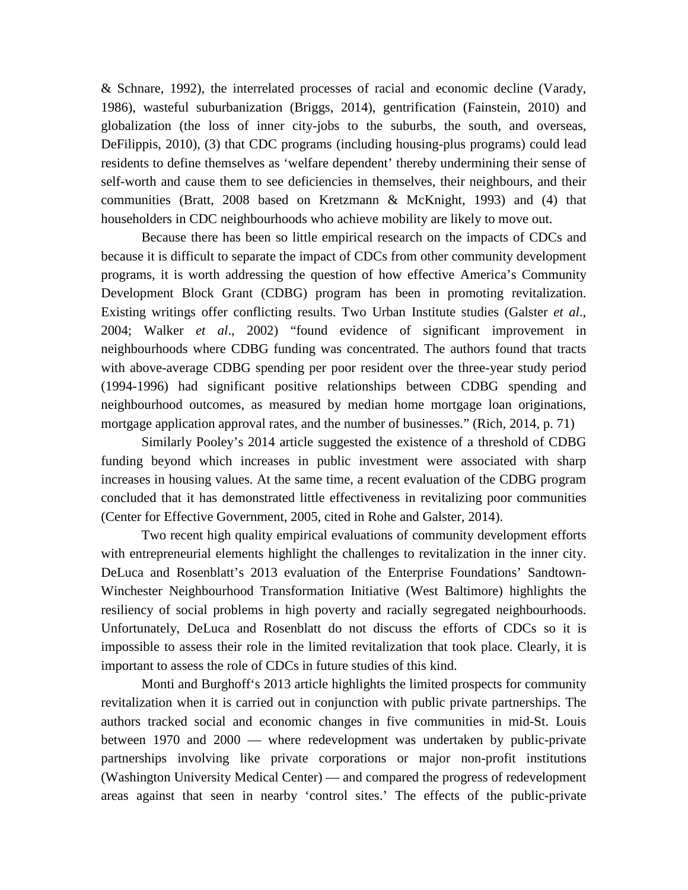& Schnare, 1992), the interrelated processes of racial and economic decline (Varady, 1986), wasteful suburbanization (Briggs, 2014), gentrification (Fainstein, 2010) and globalization (the loss of inner city-jobs to the suburbs, the south, and overseas, DeFilippis, 2010), (3) that CDC programs (including housing-plus programs) could lead residents to define themselves as 'welfare dependent' thereby undermining their sense of self-worth and cause them to see deficiencies in themselves, their neighbours, and their communities (Bratt, 2008 based on Kretzmann & McKnight, 1993) and (4) that householders in CDC neighbourhoods who achieve mobility are likely to move out.

Because there has been so little empirical research on the impacts of CDCs and because it is difficult to separate the impact of CDCs from other community development programs, it is worth addressing the question of how effective America's Community Development Block Grant (CDBG) program has been in promoting revitalization. Existing writings offer conflicting results. Two Urban Institute studies (Galster *et al*., 2004; Walker *et al*., 2002) "found evidence of significant improvement in neighbourhoods where CDBG funding was concentrated. The authors found that tracts with above-average CDBG spending per poor resident over the three-year study period (1994-1996) had significant positive relationships between CDBG spending and neighbourhood outcomes, as measured by median home mortgage loan originations, mortgage application approval rates, and the number of businesses." (Rich, 2014, p. 71)

Similarly Pooley's 2014 article suggested the existence of a threshold of CDBG funding beyond which increases in public investment were associated with sharp increases in housing values. At the same time, a recent evaluation of the CDBG program concluded that it has demonstrated little effectiveness in revitalizing poor communities (Center for Effective Government, 2005, cited in Rohe and Galster, 2014).

Two recent high quality empirical evaluations of community development efforts with entrepreneurial elements highlight the challenges to revitalization in the inner city. DeLuca and Rosenblatt's 2013 evaluation of the Enterprise Foundations' Sandtown-Winchester Neighbourhood Transformation Initiative (West Baltimore) highlights the resiliency of social problems in high poverty and racially segregated neighbourhoods. Unfortunately, DeLuca and Rosenblatt do not discuss the efforts of CDCs so it is impossible to assess their role in the limited revitalization that took place. Clearly, it is important to assess the role of CDCs in future studies of this kind.

Monti and Burghoff's 2013 article highlights the limited prospects for community revitalization when it is carried out in conjunction with public private partnerships. The authors tracked social and economic changes in five communities in mid-St. Louis between 1970 and 2000 — where redevelopment was undertaken by public-private partnerships involving like private corporations or major non-profit institutions (Washington University Medical Center) — and compared the progress of redevelopment areas against that seen in nearby 'control sites.' The effects of the public-private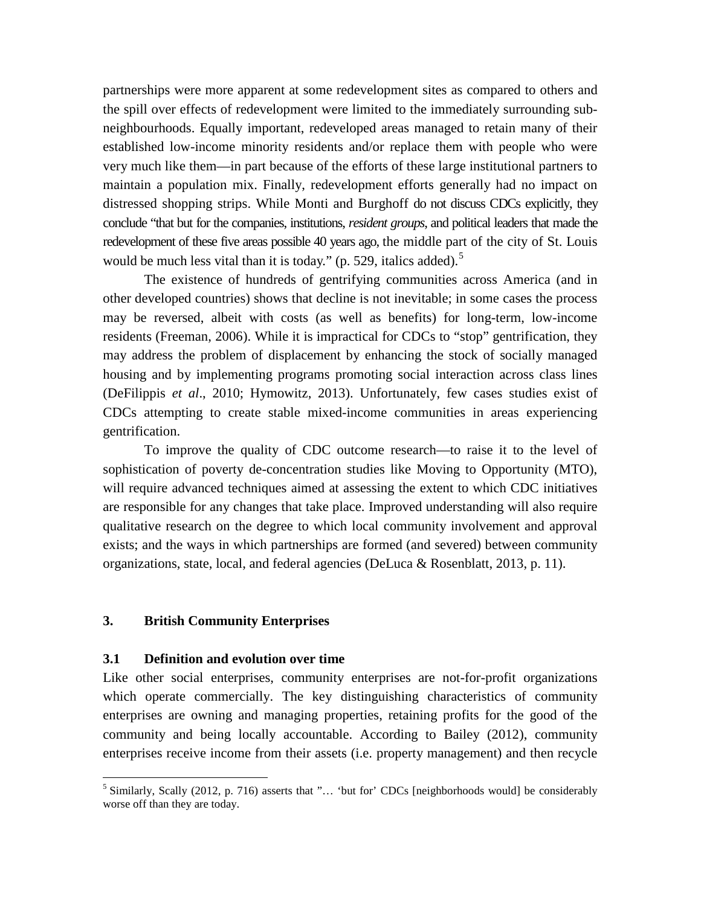partnerships were more apparent at some redevelopment sites as compared to others and the spill over effects of redevelopment were limited to the immediately surrounding sub-neighbourhoods. Equally important, redeveloped areas managed to retain many of their established low-income minority residents and/or replace them with people who were very much like them—in part because of the efforts of these large institutional partners to maintain a population mix. Finally, redevelopment efforts generally had no impact on distressed shopping strips. While Monti and Burghoff do not discuss CDCs explicitly, they conclude "that but for the companies, institutions, *resident groups*, and political leaders that made the redevelopment of these five areas possible 40 years ago, the middle part of the city of St. Louis would be much less vital than it is today." (p. 529, italics added).[5]

The existence of hundreds of gentrifying communities across America (and in other developed countries) shows that decline is not inevitable; in some cases the process may be reversed, albeit with costs (as well as benefits) for long-term, low-income residents (Freeman, 2006). While it is impractical for CDCs to "stop" gentrification, they may address the problem of displacement by enhancing the stock of socially managed housing and by implementing programs promoting social interaction across class lines (DeFilippis *et al*., 2010; Hymowitz, 2013). Unfortunately, few cases studies exist of CDCs attempting to create stable mixed-income communities in areas experiencing gentrification.

To improve the quality of CDC outcome research—to raise it to the level of sophistication of poverty de-concentration studies like Moving to Opportunity (MTO), will require advanced techniques aimed at assessing the extent to which CDC initiatives are responsible for any changes that take place. Improved understanding will also require qualitative research on the degree to which local community involvement and approval exists; and the ways in which partnerships are formed (and severed) between community organizations, state, local, and federal agencies (DeLuca & Rosenblatt, 2013, p. 11).

## 3. British Community Enterprises

### 3.1 Definition and evolution over time

Like other social enterprises, community enterprises are not-for-profit organizations which operate commercially. The key distinguishing characteristics of community enterprises are owning and managing properties, retaining profits for the good of the community and being locally accountable. According to Bailey (2012), community enterprises receive income from their assets (i.e. property management) and then recycle

[5] Similarly, Scally (2012, p. 716) asserts that "… 'but for' CDCs [neighborhoods would] be considerably worse off than they are today.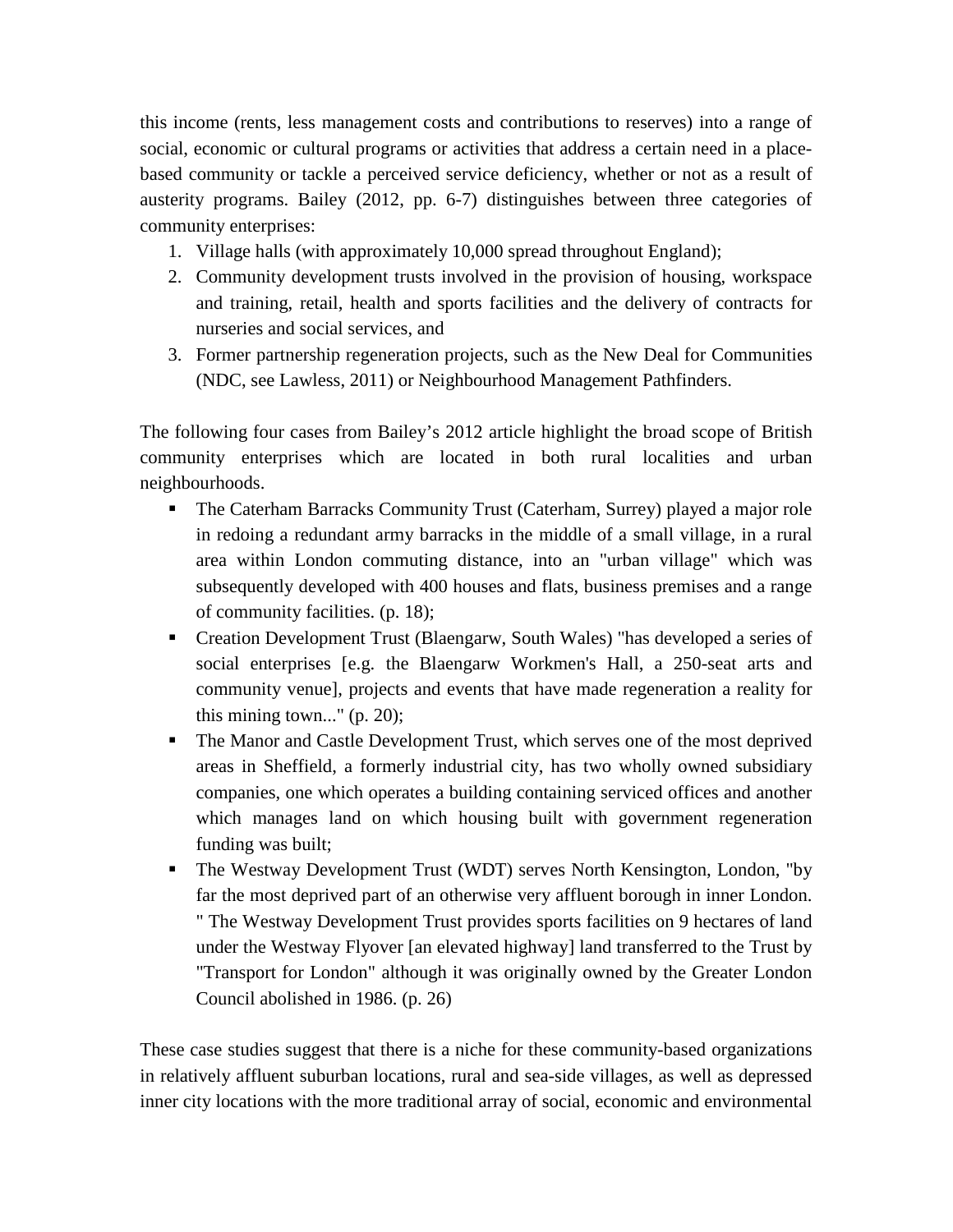this income (rents, less management costs and contributions to reserves) into a range of social, economic or cultural programs or activities that address a certain need in a place-based community or tackle a perceived service deficiency, whether or not as a result of austerity programs. Bailey (2012, pp. 6-7) distinguishes between three categories of community enterprises:

1. Village halls (with approximately 10,000 spread throughout England);
2. Community development trusts involved in the provision of housing, workspace and training, retail, health and sports facilities and the delivery of contracts for nurseries and social services, and
3. Former partnership regeneration projects, such as the New Deal for Communities (NDC, see Lawless, 2011) or Neighbourhood Management Pathfinders.

The following four cases from Bailey's 2012 article highlight the broad scope of British community enterprises which are located in both rural localities and urban neighbourhoods.

- The Caterham Barracks Community Trust (Caterham, Surrey) played a major role in redoing a redundant army barracks in the middle of a small village, in a rural area within London commuting distance, into an "urban village" which was subsequently developed with 400 houses and flats, business premises and a range of community facilities. (p. 18);
- Creation Development Trust (Blaengarw, South Wales) "has developed a series of social enterprises [e.g. the Blaengarw Workmen's Hall, a 250-seat arts and community venue], projects and events that have made regeneration a reality for this mining town..." (p. 20);
- The Manor and Castle Development Trust, which serves one of the most deprived areas in Sheffield, a formerly industrial city, has two wholly owned subsidiary companies, one which operates a building containing serviced offices and another which manages land on which housing built with government regeneration funding was built;
- The Westway Development Trust (WDT) serves North Kensington, London, "by far the most deprived part of an otherwise very affluent borough in inner London. " The Westway Development Trust provides sports facilities on 9 hectares of land under the Westway Flyover [an elevated highway] land transferred to the Trust by "Transport for London" although it was originally owned by the Greater London Council abolished in 1986. (p. 26)

These case studies suggest that there is a niche for these community-based organizations in relatively affluent suburban locations, rural and sea-side villages, as well as depressed inner city locations with the more traditional array of social, economic and environmental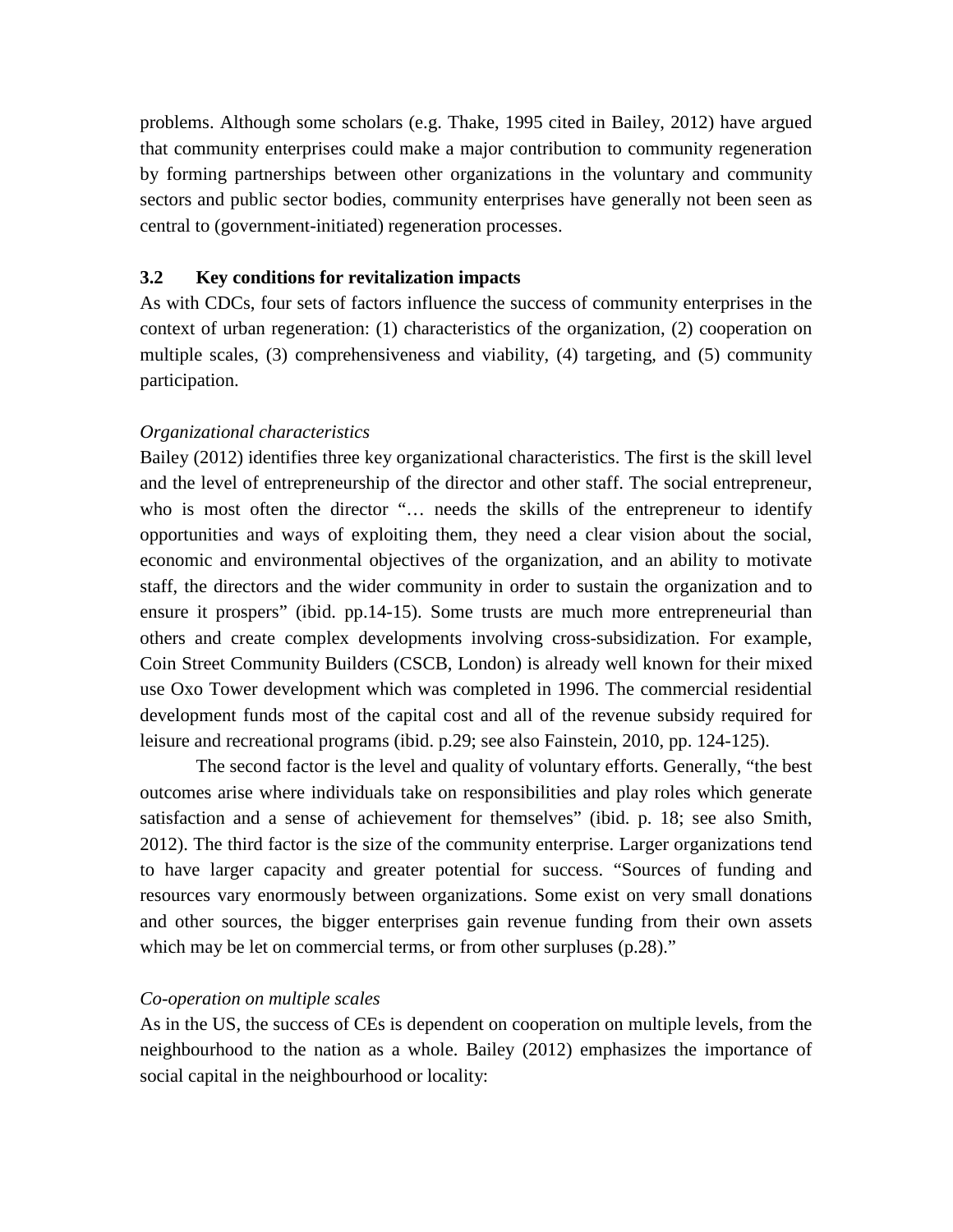problems. Although some scholars (e.g. Thake, 1995 cited in Bailey, 2012) have argued that community enterprises could make a major contribution to community regeneration by forming partnerships between other organizations in the voluntary and community sectors and public sector bodies, community enterprises have generally not been seen as central to (government-initiated) regeneration processes.

### 3.2 Key conditions for revitalization impacts

As with CDCs, four sets of factors influence the success of community enterprises in the context of urban regeneration: (1) characteristics of the organization, (2) cooperation on multiple scales, (3) comprehensiveness and viability, (4) targeting, and (5) community participation.

*Organizational characteristics*

Bailey (2012) identifies three key organizational characteristics. The first is the skill level and the level of entrepreneurship of the director and other staff. The social entrepreneur, who is most often the director "… needs the skills of the entrepreneur to identify opportunities and ways of exploiting them, they need a clear vision about the social, economic and environmental objectives of the organization, and an ability to motivate staff, the directors and the wider community in order to sustain the organization and to ensure it prospers" (ibid. pp.14-15). Some trusts are much more entrepreneurial than others and create complex developments involving cross-subsidization. For example, Coin Street Community Builders (CSCB, London) is already well known for their mixed use Oxo Tower development which was completed in 1996. The commercial residential development funds most of the capital cost and all of the revenue subsidy required for leisure and recreational programs (ibid. p.29; see also Fainstein, 2010, pp. 124-125).

The second factor is the level and quality of voluntary efforts. Generally, "the best outcomes arise where individuals take on responsibilities and play roles which generate satisfaction and a sense of achievement for themselves" (ibid. p. 18; see also Smith, 2012). The third factor is the size of the community enterprise. Larger organizations tend to have larger capacity and greater potential for success. "Sources of funding and resources vary enormously between organizations. Some exist on very small donations and other sources, the bigger enterprises gain revenue funding from their own assets which may be let on commercial terms, or from other surpluses (p.28)."

*Co-operation on multiple scales*

As in the US, the success of CEs is dependent on cooperation on multiple levels, from the neighbourhood to the nation as a whole. Bailey (2012) emphasizes the importance of social capital in the neighbourhood or locality: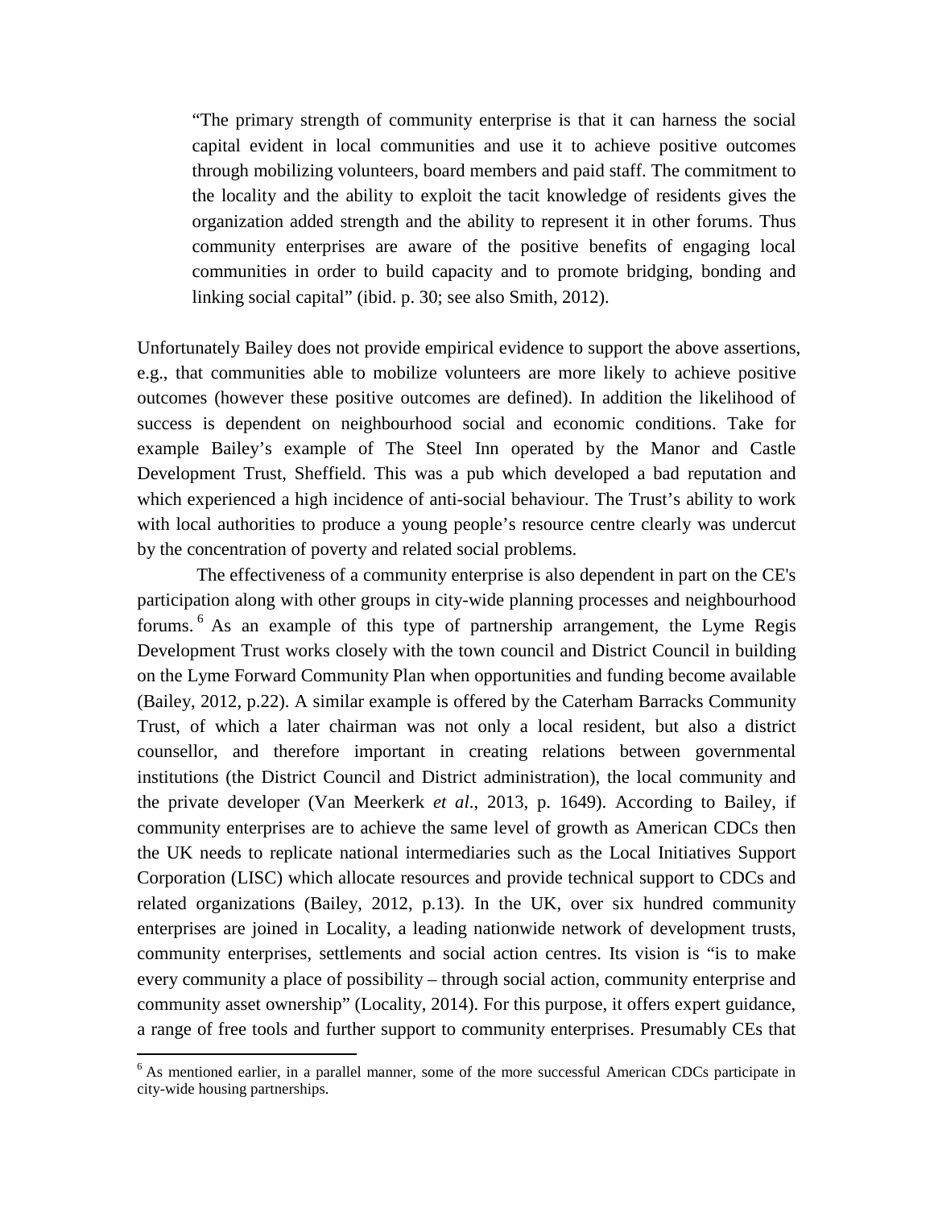> "The primary strength of community enterprise is that it can harness the social capital evident in local communities and use it to achieve positive outcomes through mobilizing volunteers, board members and paid staff. The commitment to the locality and the ability to exploit the tacit knowledge of residents gives the organization added strength and the ability to represent it in other forums. Thus community enterprises are aware of the positive benefits of engaging local communities in order to build capacity and to promote bridging, bonding and linking social capital" (ibid. p. 30; see also Smith, 2012).

Unfortunately Bailey does not provide empirical evidence to support the above assertions, e.g., that communities able to mobilize volunteers are more likely to achieve positive outcomes (however these positive outcomes are defined). In addition the likelihood of success is dependent on neighbourhood social and economic conditions. Take for example Bailey's example of The Steel Inn operated by the Manor and Castle Development Trust, Sheffield. This was a pub which developed a bad reputation and which experienced a high incidence of anti-social behaviour. The Trust's ability to work with local authorities to produce a young people's resource centre clearly was undercut by the concentration of poverty and related social problems.

The effectiveness of a community enterprise is also dependent in part on the CE's participation along with other groups in city-wide planning processes and neighbourhood forums.[6] As an example of this type of partnership arrangement, the Lyme Regis Development Trust works closely with the town council and District Council in building on the Lyme Forward Community Plan when opportunities and funding become available (Bailey, 2012, p.22). A similar example is offered by the Caterham Barracks Community Trust, of which a later chairman was not only a local resident, but also a district counsellor, and therefore important in creating relations between governmental institutions (the District Council and District administration), the local community and the private developer (Van Meerkerk *et al*., 2013, p. 1649). According to Bailey, if community enterprises are to achieve the same level of growth as American CDCs then the UK needs to replicate national intermediaries such as the Local Initiatives Support Corporation (LISC) which allocate resources and provide technical support to CDCs and related organizations (Bailey, 2012, p.13). In the UK, over six hundred community enterprises are joined in Locality, a leading nationwide network of development trusts, community enterprises, settlements and social action centres. Its vision is "is to make every community a place of possibility – through social action, community enterprise and community asset ownership" (Locality, 2014). For this purpose, it offers expert guidance, a range of free tools and further support to community enterprises. Presumably CEs that

[6] As mentioned earlier, in a parallel manner, some of the more successful American CDCs participate in city-wide housing partnerships.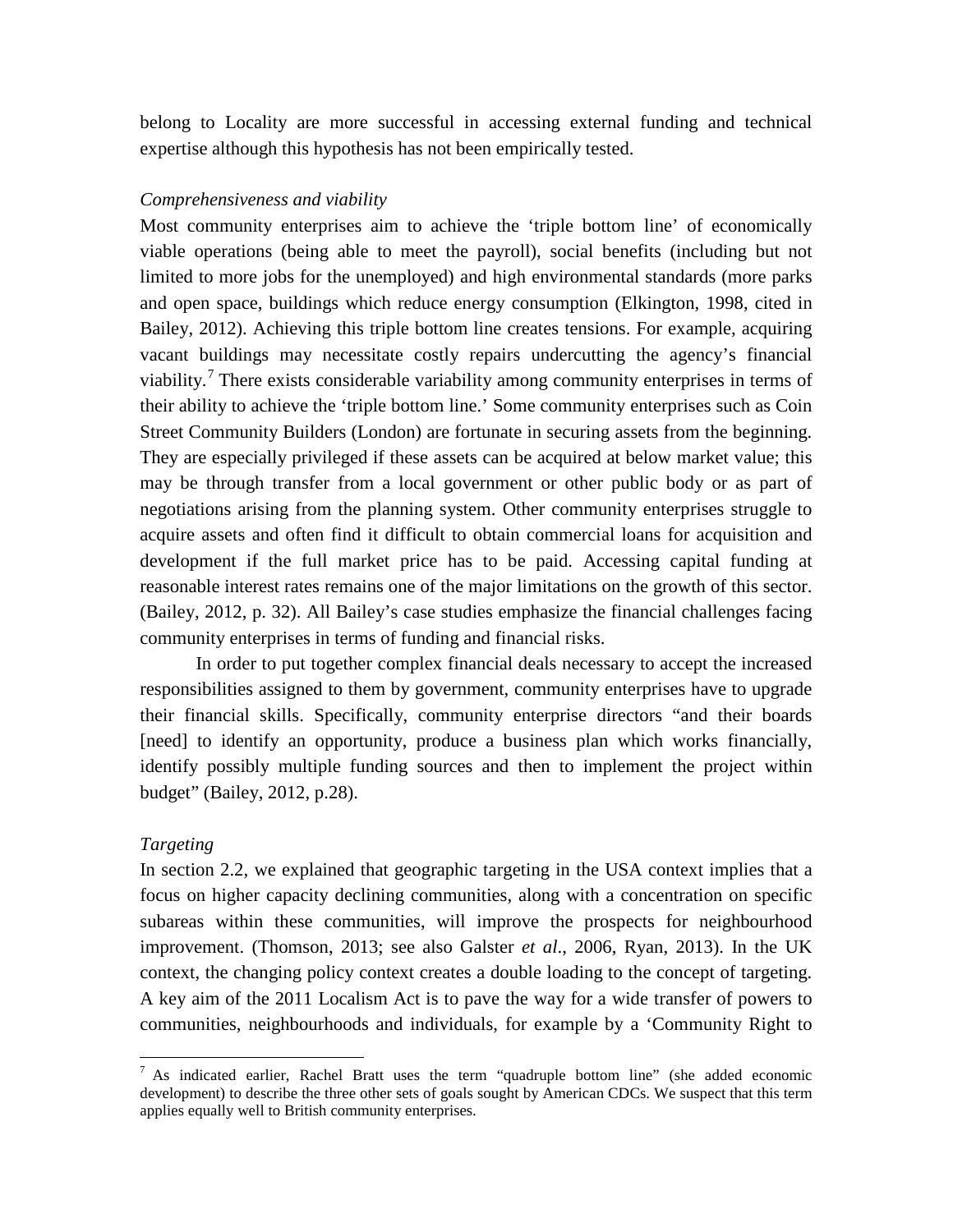belong to Locality are more successful in accessing external funding and technical expertise although this hypothesis has not been empirically tested.

*Comprehensiveness and viability*

Most community enterprises aim to achieve the 'triple bottom line' of economically viable operations (being able to meet the payroll), social benefits (including but not limited to more jobs for the unemployed) and high environmental standards (more parks and open space, buildings which reduce energy consumption (Elkington, 1998, cited in Bailey, 2012). Achieving this triple bottom line creates tensions. For example, acquiring vacant buildings may necessitate costly repairs undercutting the agency's financial viability.[7] There exists considerable variability among community enterprises in terms of their ability to achieve the 'triple bottom line.' Some community enterprises such as Coin Street Community Builders (London) are fortunate in securing assets from the beginning. They are especially privileged if these assets can be acquired at below market value; this may be through transfer from a local government or other public body or as part of negotiations arising from the planning system. Other community enterprises struggle to acquire assets and often find it difficult to obtain commercial loans for acquisition and development if the full market price has to be paid. Accessing capital funding at reasonable interest rates remains one of the major limitations on the growth of this sector. (Bailey, 2012, p. 32). All Bailey's case studies emphasize the financial challenges facing community enterprises in terms of funding and financial risks.

In order to put together complex financial deals necessary to accept the increased responsibilities assigned to them by government, community enterprises have to upgrade their financial skills. Specifically, community enterprise directors "and their boards [need] to identify an opportunity, produce a business plan which works financially, identify possibly multiple funding sources and then to implement the project within budget" (Bailey, 2012, p.28).

*Targeting*

In section 2.2, we explained that geographic targeting in the USA context implies that a focus on higher capacity declining communities, along with a concentration on specific subareas within these communities, will improve the prospects for neighbourhood improvement. (Thomson, 2013; see also Galster *et al*., 2006, Ryan, 2013). In the UK context, the changing policy context creates a double loading to the concept of targeting. A key aim of the 2011 Localism Act is to pave the way for a wide transfer of powers to communities, neighbourhoods and individuals, for example by a 'Community Right to

---

[7] As indicated earlier, Rachel Bratt uses the term "quadruple bottom line" (she added economic development) to describe the three other sets of goals sought by American CDCs. We suspect that this term applies equally well to British community enterprises.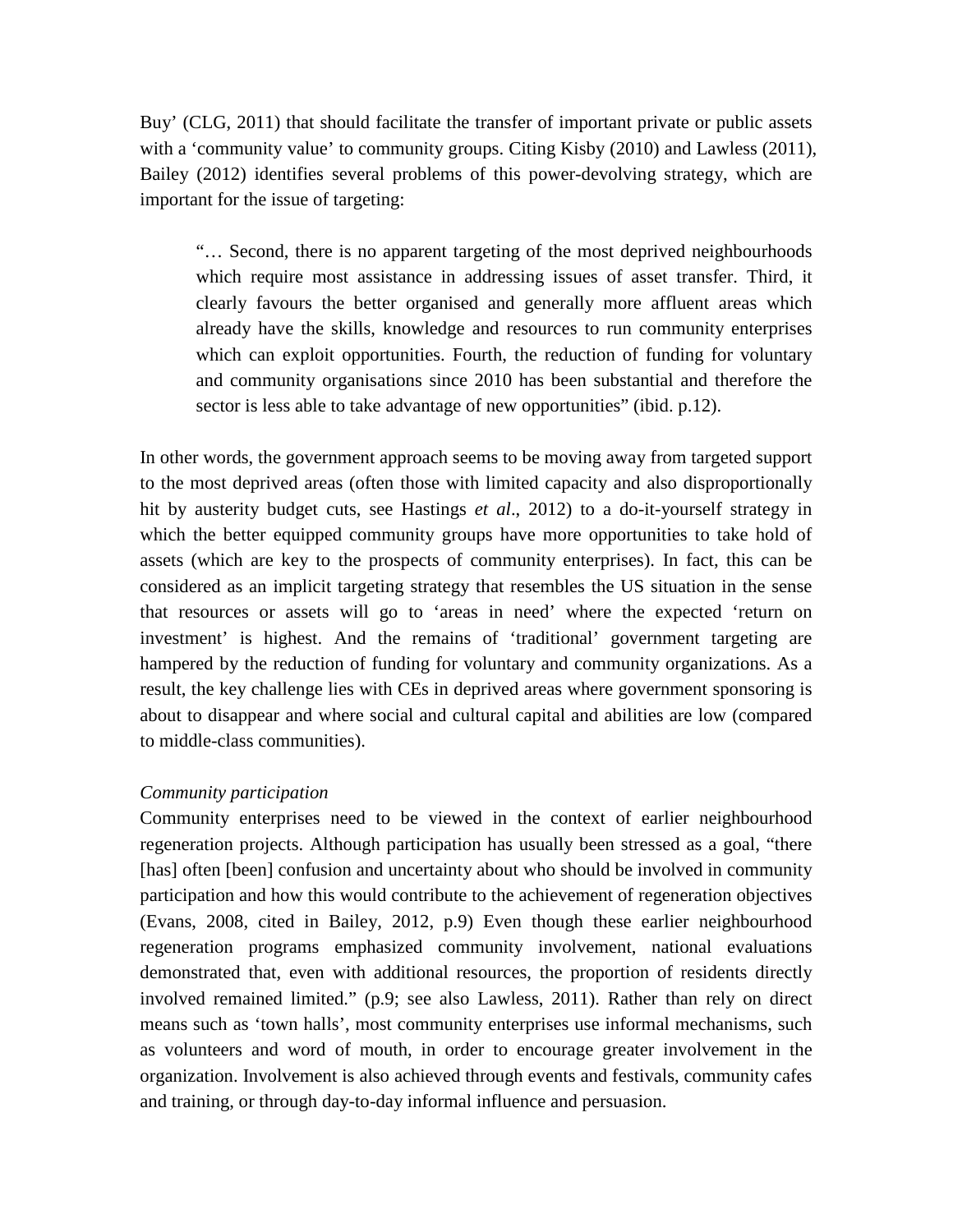Buy' (CLG, 2011) that should facilitate the transfer of important private or public assets with a 'community value' to community groups. Citing Kisby (2010) and Lawless (2011), Bailey (2012) identifies several problems of this power-devolving strategy, which are important for the issue of targeting:

> "… Second, there is no apparent targeting of the most deprived neighbourhoods which require most assistance in addressing issues of asset transfer. Third, it clearly favours the better organised and generally more affluent areas which already have the skills, knowledge and resources to run community enterprises which can exploit opportunities. Fourth, the reduction of funding for voluntary and community organisations since 2010 has been substantial and therefore the sector is less able to take advantage of new opportunities" (ibid. p.12).

In other words, the government approach seems to be moving away from targeted support to the most deprived areas (often those with limited capacity and also disproportionally hit by austerity budget cuts, see Hastings *et al*., 2012) to a do-it-yourself strategy in which the better equipped community groups have more opportunities to take hold of assets (which are key to the prospects of community enterprises). In fact, this can be considered as an implicit targeting strategy that resembles the US situation in the sense that resources or assets will go to 'areas in need' where the expected 'return on investment' is highest. And the remains of 'traditional' government targeting are hampered by the reduction of funding for voluntary and community organizations. As a result, the key challenge lies with CEs in deprived areas where government sponsoring is about to disappear and where social and cultural capital and abilities are low (compared to middle-class communities).

*Community participation*

Community enterprises need to be viewed in the context of earlier neighbourhood regeneration projects. Although participation has usually been stressed as a goal, "there [has] often [been] confusion and uncertainty about who should be involved in community participation and how this would contribute to the achievement of regeneration objectives (Evans, 2008, cited in Bailey, 2012, p.9) Even though these earlier neighbourhood regeneration programs emphasized community involvement, national evaluations demonstrated that, even with additional resources, the proportion of residents directly involved remained limited." (p.9; see also Lawless, 2011). Rather than rely on direct means such as 'town halls', most community enterprises use informal mechanisms, such as volunteers and word of mouth, in order to encourage greater involvement in the organization. Involvement is also achieved through events and festivals, community cafes and training, or through day-to-day informal influence and persuasion.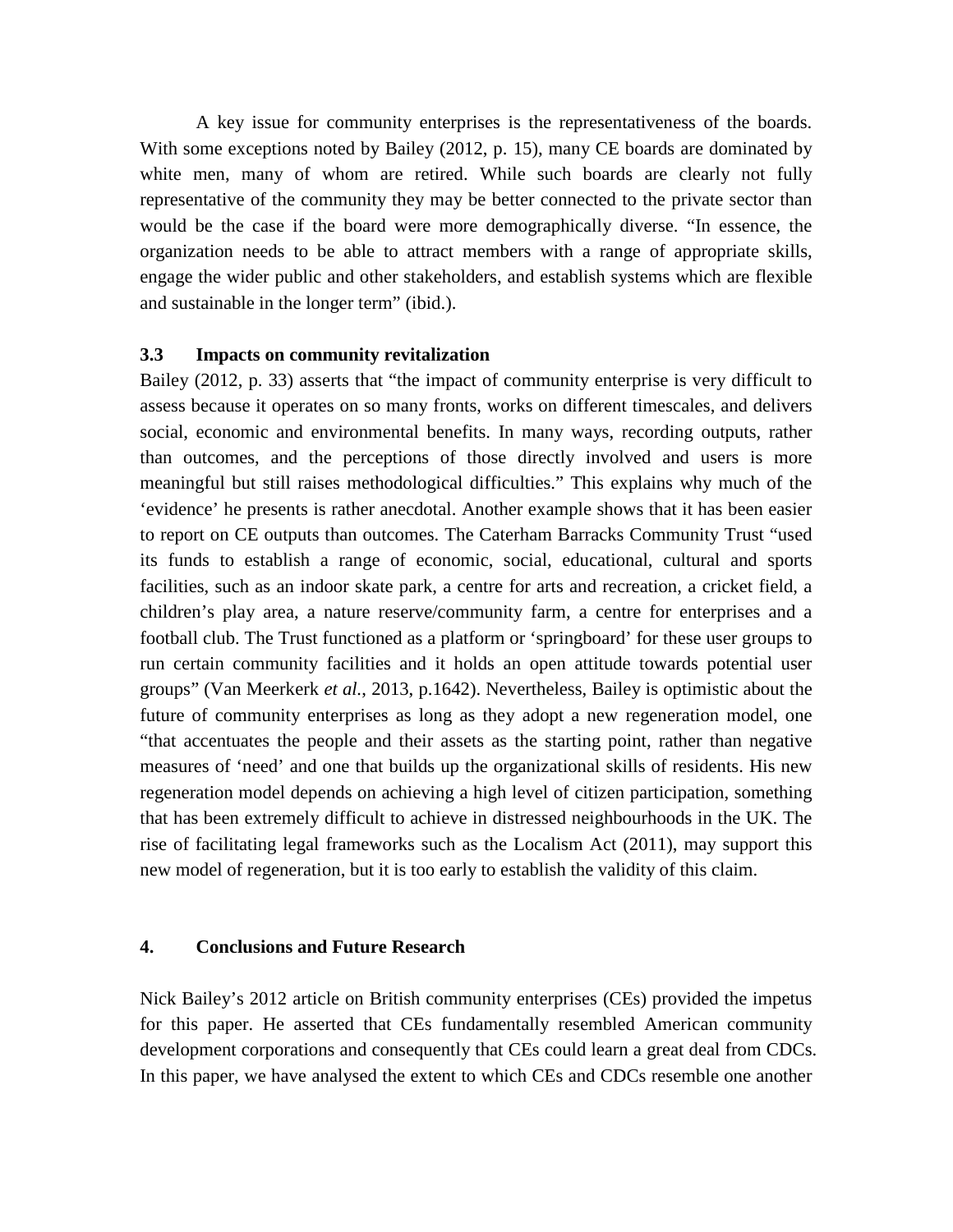A key issue for community enterprises is the representativeness of the boards. With some exceptions noted by Bailey (2012, p. 15), many CE boards are dominated by white men, many of whom are retired. While such boards are clearly not fully representative of the community they may be better connected to the private sector than would be the case if the board were more demographically diverse. "In essence, the organization needs to be able to attract members with a range of appropriate skills, engage the wider public and other stakeholders, and establish systems which are flexible and sustainable in the longer term" (ibid.).

### 3.3 Impacts on community revitalization

Bailey (2012, p. 33) asserts that "the impact of community enterprise is very difficult to assess because it operates on so many fronts, works on different timescales, and delivers social, economic and environmental benefits. In many ways, recording outputs, rather than outcomes, and the perceptions of those directly involved and users is more meaningful but still raises methodological difficulties." This explains why much of the 'evidence' he presents is rather anecdotal. Another example shows that it has been easier to report on CE outputs than outcomes. The Caterham Barracks Community Trust "used its funds to establish a range of economic, social, educational, cultural and sports facilities, such as an indoor skate park, a centre for arts and recreation, a cricket field, a children's play area, a nature reserve/community farm, a centre for enterprises and a football club. The Trust functioned as a platform or 'springboard' for these user groups to run certain community facilities and it holds an open attitude towards potential user groups" (Van Meerkerk *et al.*, 2013, p.1642). Nevertheless, Bailey is optimistic about the future of community enterprises as long as they adopt a new regeneration model, one "that accentuates the people and their assets as the starting point, rather than negative measures of 'need' and one that builds up the organizational skills of residents. His new regeneration model depends on achieving a high level of citizen participation, something that has been extremely difficult to achieve in distressed neighbourhoods in the UK. The rise of facilitating legal frameworks such as the Localism Act (2011), may support this new model of regeneration, but it is too early to establish the validity of this claim.

## 4. Conclusions and Future Research

Nick Bailey's 2012 article on British community enterprises (CEs) provided the impetus for this paper. He asserted that CEs fundamentally resembled American community development corporations and consequently that CEs could learn a great deal from CDCs. In this paper, we have analysed the extent to which CEs and CDCs resemble one another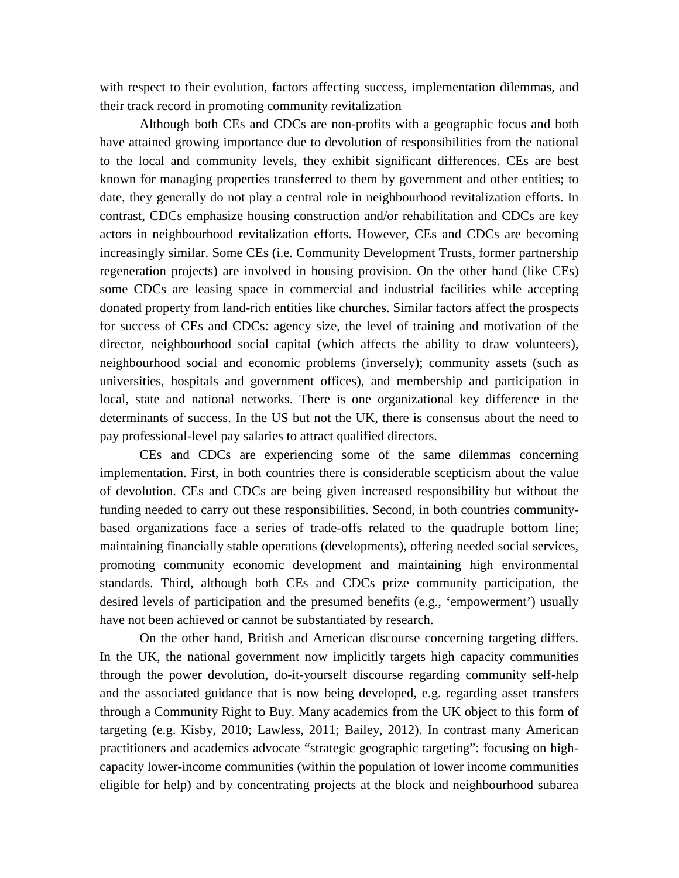with respect to their evolution, factors affecting success, implementation dilemmas, and their track record in promoting community revitalization

Although both CEs and CDCs are non-profits with a geographic focus and both have attained growing importance due to devolution of responsibilities from the national to the local and community levels, they exhibit significant differences. CEs are best known for managing properties transferred to them by government and other entities; to date, they generally do not play a central role in neighbourhood revitalization efforts. In contrast, CDCs emphasize housing construction and/or rehabilitation and CDCs are key actors in neighbourhood revitalization efforts. However, CEs and CDCs are becoming increasingly similar. Some CEs (i.e. Community Development Trusts, former partnership regeneration projects) are involved in housing provision. On the other hand (like CEs) some CDCs are leasing space in commercial and industrial facilities while accepting donated property from land-rich entities like churches. Similar factors affect the prospects for success of CEs and CDCs: agency size, the level of training and motivation of the director, neighbourhood social capital (which affects the ability to draw volunteers), neighbourhood social and economic problems (inversely); community assets (such as universities, hospitals and government offices), and membership and participation in local, state and national networks. There is one organizational key difference in the determinants of success. In the US but not the UK, there is consensus about the need to pay professional-level pay salaries to attract qualified directors.

CEs and CDCs are experiencing some of the same dilemmas concerning implementation. First, in both countries there is considerable scepticism about the value of devolution. CEs and CDCs are being given increased responsibility but without the funding needed to carry out these responsibilities. Second, in both countries community-based organizations face a series of trade-offs related to the quadruple bottom line; maintaining financially stable operations (developments), offering needed social services, promoting community economic development and maintaining high environmental standards. Third, although both CEs and CDCs prize community participation, the desired levels of participation and the presumed benefits (e.g., 'empowerment') usually have not been achieved or cannot be substantiated by research.

On the other hand, British and American discourse concerning targeting differs. In the UK, the national government now implicitly targets high capacity communities through the power devolution, do-it-yourself discourse regarding community self-help and the associated guidance that is now being developed, e.g. regarding asset transfers through a Community Right to Buy. Many academics from the UK object to this form of targeting (e.g. Kisby, 2010; Lawless, 2011; Bailey, 2012). In contrast many American practitioners and academics advocate "strategic geographic targeting": focusing on high-capacity lower-income communities (within the population of lower income communities eligible for help) and by concentrating projects at the block and neighbourhood subarea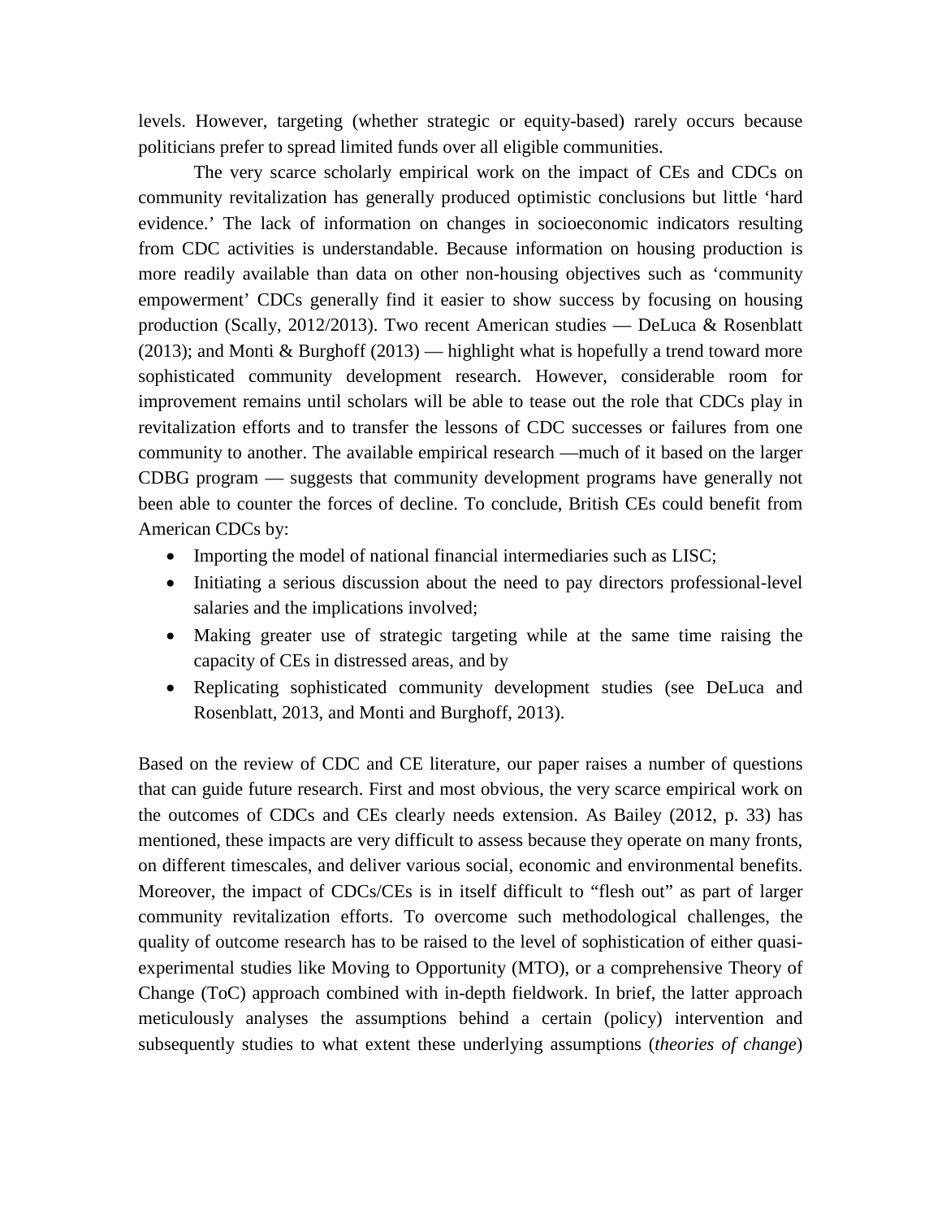levels. However, targeting (whether strategic or equity-based) rarely occurs because politicians prefer to spread limited funds over all eligible communities.

The very scarce scholarly empirical work on the impact of CEs and CDCs on community revitalization has generally produced optimistic conclusions but little 'hard evidence.' The lack of information on changes in socioeconomic indicators resulting from CDC activities is understandable. Because information on housing production is more readily available than data on other non-housing objectives such as 'community empowerment' CDCs generally find it easier to show success by focusing on housing production (Scally, 2012/2013). Two recent American studies — DeLuca & Rosenblatt (2013); and Monti & Burghoff (2013) — highlight what is hopefully a trend toward more sophisticated community development research. However, considerable room for improvement remains until scholars will be able to tease out the role that CDCs play in revitalization efforts and to transfer the lessons of CDC successes or failures from one community to another. The available empirical research —much of it based on the larger CDBG program — suggests that community development programs have generally not been able to counter the forces of decline. To conclude, British CEs could benefit from American CDCs by:

- Importing the model of national financial intermediaries such as LISC;
- Initiating a serious discussion about the need to pay directors professional-level salaries and the implications involved;
- Making greater use of strategic targeting while at the same time raising the capacity of CEs in distressed areas, and by
- Replicating sophisticated community development studies (see DeLuca and Rosenblatt, 2013, and Monti and Burghoff, 2013).

Based on the review of CDC and CE literature, our paper raises a number of questions that can guide future research. First and most obvious, the very scarce empirical work on the outcomes of CDCs and CEs clearly needs extension. As Bailey (2012, p. 33) has mentioned, these impacts are very difficult to assess because they operate on many fronts, on different timescales, and deliver various social, economic and environmental benefits. Moreover, the impact of CDCs/CEs is in itself difficult to "flesh out" as part of larger community revitalization efforts. To overcome such methodological challenges, the quality of outcome research has to be raised to the level of sophistication of either quasi-experimental studies like Moving to Opportunity (MTO), or a comprehensive Theory of Change (ToC) approach combined with in-depth fieldwork. In brief, the latter approach meticulously analyses the assumptions behind a certain (policy) intervention and subsequently studies to what extent these underlying assumptions (*theories of change*)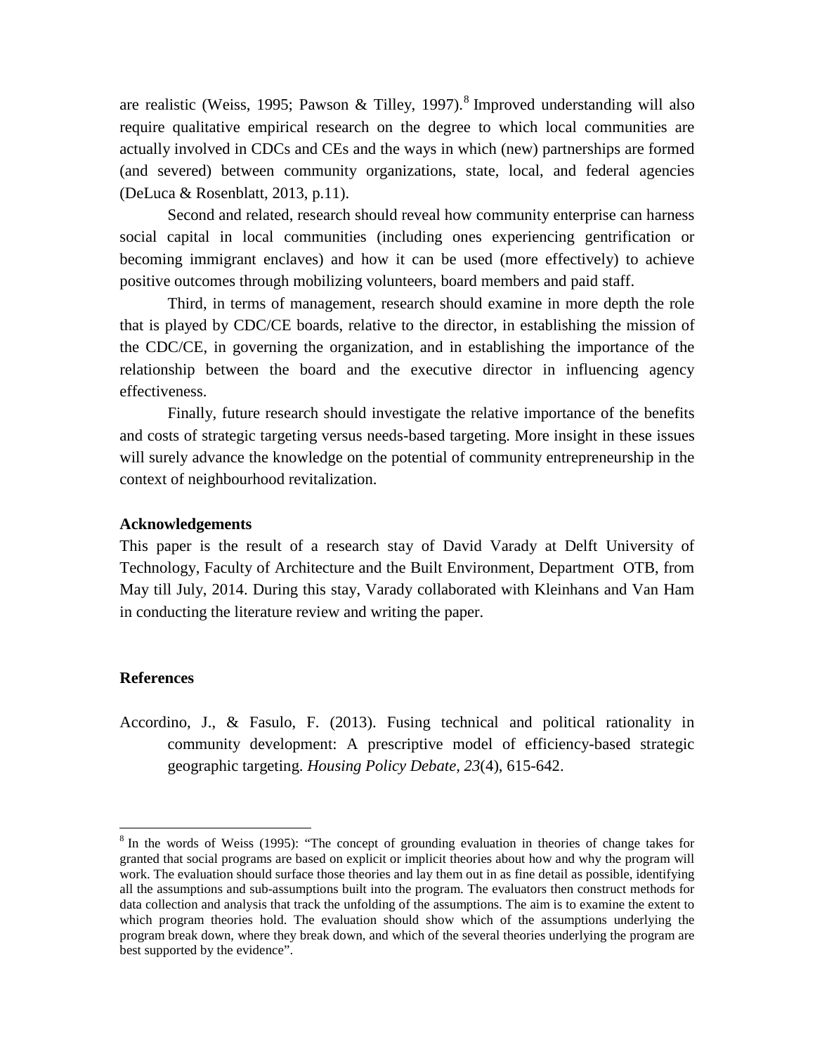are realistic (Weiss, 1995; Pawson & Tilley, 1997).[8] Improved understanding will also require qualitative empirical research on the degree to which local communities are actually involved in CDCs and CEs and the ways in which (new) partnerships are formed (and severed) between community organizations, state, local, and federal agencies (DeLuca & Rosenblatt, 2013, p.11).

Second and related, research should reveal how community enterprise can harness social capital in local communities (including ones experiencing gentrification or becoming immigrant enclaves) and how it can be used (more effectively) to achieve positive outcomes through mobilizing volunteers, board members and paid staff.

Third, in terms of management, research should examine in more depth the role that is played by CDC/CE boards, relative to the director, in establishing the mission of the CDC/CE, in governing the organization, and in establishing the importance of the relationship between the board and the executive director in influencing agency effectiveness.

Finally, future research should investigate the relative importance of the benefits and costs of strategic targeting versus needs-based targeting. More insight in these issues will surely advance the knowledge on the potential of community entrepreneurship in the context of neighbourhood revitalization.

### Acknowledgements

This paper is the result of a research stay of David Varady at Delft University of Technology, Faculty of Architecture and the Built Environment, Department OTB, from May till July, 2014. During this stay, Varady collaborated with Kleinhans and Van Ham in conducting the literature review and writing the paper.

### References

Accordino, J., & Fasulo, F. (2013). Fusing technical and political rationality in community development: A prescriptive model of efficiency-based strategic geographic targeting. *Housing Policy Debate, 23*(4), 615-642.

---

[8] In the words of Weiss (1995): "The concept of grounding evaluation in theories of change takes for granted that social programs are based on explicit or implicit theories about how and why the program will work. The evaluation should surface those theories and lay them out in as fine detail as possible, identifying all the assumptions and sub-assumptions built into the program. The evaluators then construct methods for data collection and analysis that track the unfolding of the assumptions. The aim is to examine the extent to which program theories hold. The evaluation should show which of the assumptions underlying the program break down, where they break down, and which of the several theories underlying the program are best supported by the evidence".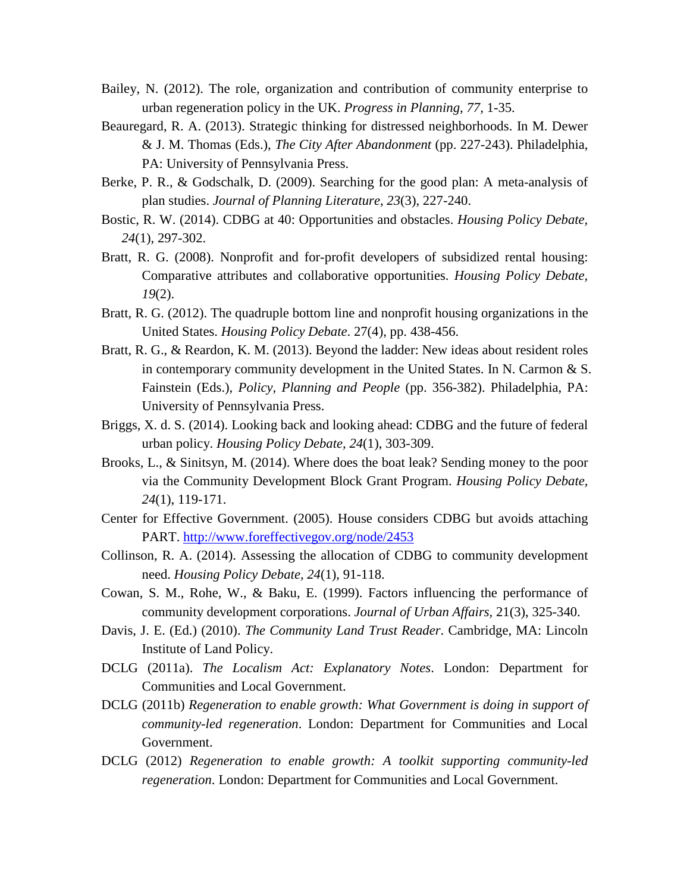Bailey, N. (2012). The role, organization and contribution of community enterprise to urban regeneration policy in the UK. *Progress in Planning, 77*, 1-35.

Beauregard, R. A. (2013). Strategic thinking for distressed neighborhoods. In M. Dewer & J. M. Thomas (Eds.), *The City After Abandonment* (pp. 227-243). Philadelphia, PA: University of Pennsylvania Press.

Berke, P. R., & Godschalk, D. (2009). Searching for the good plan: A meta-analysis of plan studies. *Journal of Planning Literature, 23*(3), 227-240.

Bostic, R. W. (2014). CDBG at 40: Opportunities and obstacles. *Housing Policy Debate, 24*(1), 297-302.

Bratt, R. G. (2008). Nonprofit and for-profit developers of subsidized rental housing: Comparative attributes and collaborative opportunities. *Housing Policy Debate, 19*(2).

Bratt, R. G. (2012). The quadruple bottom line and nonprofit housing organizations in the United States. *Housing Policy Debate*. 27(4), pp. 438-456.

Bratt, R. G., & Reardon, K. M. (2013). Beyond the ladder: New ideas about resident roles in contemporary community development in the United States. In N. Carmon & S. Fainstein (Eds.), *Policy, Planning and People* (pp. 356-382). Philadelphia, PA: University of Pennsylvania Press.

Briggs, X. d. S. (2014). Looking back and looking ahead: CDBG and the future of federal urban policy. *Housing Policy Debate, 24*(1), 303-309.

Brooks, L., & Sinitsyn, M. (2014). Where does the boat leak? Sending money to the poor via the Community Development Block Grant Program. *Housing Policy Debate, 24*(1), 119-171.

Center for Effective Government. (2005). House considers CDBG but avoids attaching PART. http://www.foreffectivegov.org/node/2453

Collinson, R. A. (2014). Assessing the allocation of CDBG to community development need. *Housing Policy Debate, 24*(1), 91-118.

Cowan, S. M., Rohe, W., & Baku, E. (1999). Factors influencing the performance of community development corporations. *Journal of Urban Affairs*, 21(3), 325-340.

Davis, J. E. (Ed.) (2010). *The Community Land Trust Reader*. Cambridge, MA: Lincoln Institute of Land Policy.

DCLG (2011a). *The Localism Act: Explanatory Notes*. London: Department for Communities and Local Government.

DCLG (2011b) *Regeneration to enable growth: What Government is doing in support of community-led regeneration*. London: Department for Communities and Local Government.

DCLG (2012) *Regeneration to enable growth: A toolkit supporting community-led regeneration*. London: Department for Communities and Local Government.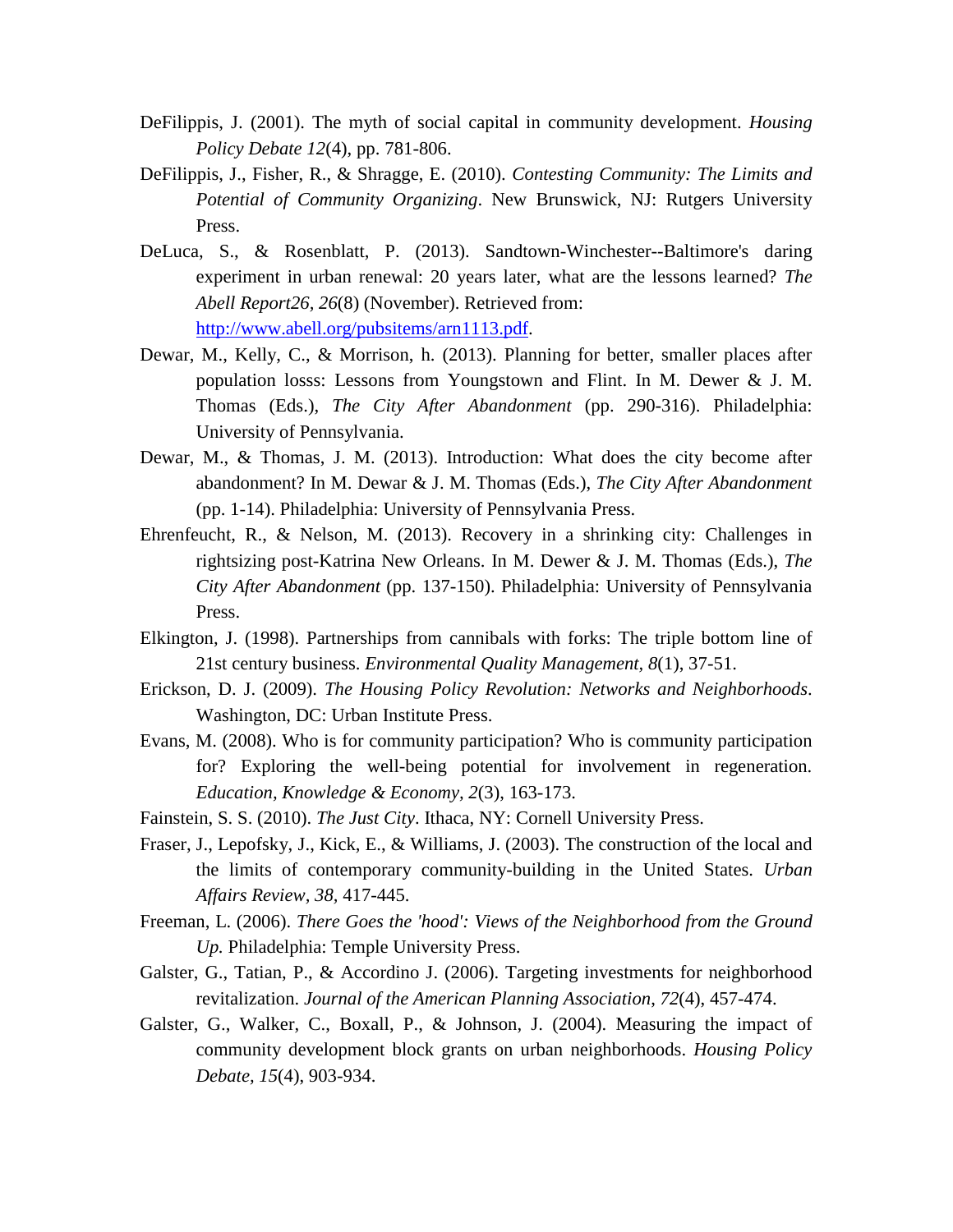DeFilippis, J. (2001). The myth of social capital in community development. *Housing Policy Debate 12*(4), pp. 781-806.

DeFilippis, J., Fisher, R., & Shragge, E. (2010). *Contesting Community: The Limits and Potential of Community Organizing*. New Brunswick, NJ: Rutgers University Press.

DeLuca, S., & Rosenblatt, P. (2013). Sandtown-Winchester--Baltimore's daring experiment in urban renewal: 20 years later, what are the lessons learned? *The Abell Report26, 26*(8) (November). Retrieved from: http://www.abell.org/pubsitems/arn1113.pdf.

Dewar, M., Kelly, C., & Morrison, h. (2013). Planning for better, smaller places after population losss: Lessons from Youngstown and Flint. In M. Dewer & J. M. Thomas (Eds.), *The City After Abandonment* (pp. 290-316). Philadelphia: University of Pennsylvania.

Dewar, M., & Thomas, J. M. (2013). Introduction: What does the city become after abandonment? In M. Dewar & J. M. Thomas (Eds.), *The City After Abandonment* (pp. 1-14). Philadelphia: University of Pennsylvania Press.

Ehrenfeucht, R., & Nelson, M. (2013). Recovery in a shrinking city: Challenges in rightsizing post-Katrina New Orleans. In M. Dewer & J. M. Thomas (Eds.), *The City After Abandonment* (pp. 137-150). Philadelphia: University of Pennsylvania Press.

Elkington, J. (1998). Partnerships from cannibals with forks: The triple bottom line of 21st century business. *Environmental Quality Management*, *8*(1), 37-51.

Erickson, D. J. (2009). *The Housing Policy Revolution: Networks and Neighborhoods*. Washington, DC: Urban Institute Press.

Evans, M. (2008). Who is for community participation? Who is community participation for? Exploring the well-being potential for involvement in regeneration. *Education, Knowledge & Economy*, *2*(3), 163-173.

Fainstein, S. S. (2010). *The Just City*. Ithaca, NY: Cornell University Press.

Fraser, J., Lepofsky, J., Kick, E., & Williams, J. (2003). The construction of the local and the limits of contemporary community-building in the United States. *Urban Affairs Review*, *38*, 417-445.

Freeman, L. (2006). *There Goes the 'hood': Views of the Neighborhood from the Ground Up.* Philadelphia: Temple University Press.

Galster, G., Tatian, P., & Accordino J. (2006). Targeting investments for neighborhood revitalization. *Journal of the American Planning Association*, *72*(4), 457-474.

Galster, G., Walker, C., Boxall, P., & Johnson, J. (2004). Measuring the impact of community development block grants on urban neighborhoods. *Housing Policy Debate, 15*(4), 903-934.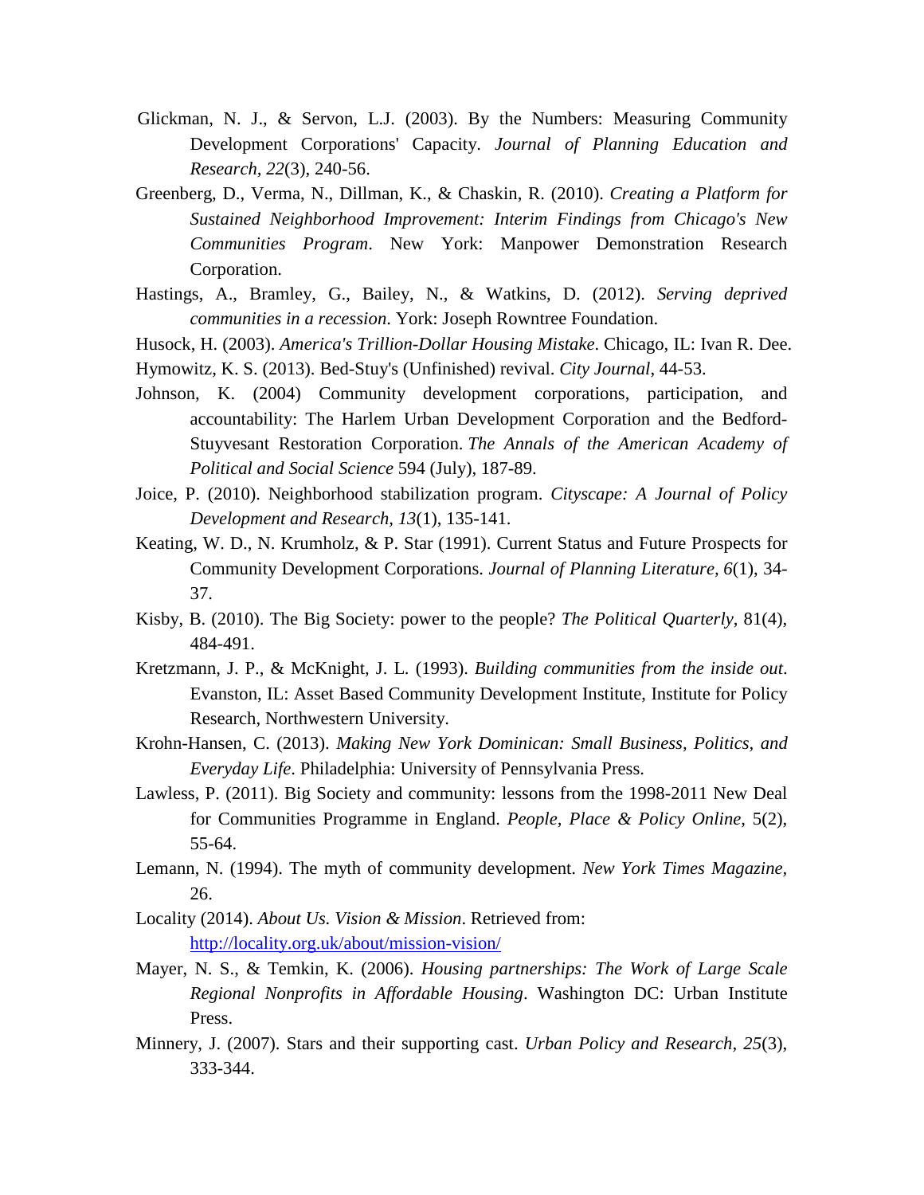Glickman, N. J., & Servon, L.J. (2003). By the Numbers: Measuring Community Development Corporations' Capacity. *Journal of Planning Education and Research, 22*(3), 240-56.

Greenberg, D., Verma, N., Dillman, K., & Chaskin, R. (2010). *Creating a Platform for Sustained Neighborhood Improvement: Interim Findings from Chicago's New Communities Program*. New York: Manpower Demonstration Research Corporation.

Hastings, A., Bramley, G., Bailey, N., & Watkins, D. (2012). *Serving deprived communities in a recession*. York: Joseph Rowntree Foundation.

Husock, H. (2003). *America's Trillion-Dollar Housing Mistake*. Chicago, IL: Ivan R. Dee.

Hymowitz, K. S. (2013). Bed-Stuy's (Unfinished) revival. *City Journal*, 44-53.

Johnson, K. (2004) Community development corporations, participation, and accountability: The Harlem Urban Development Corporation and the Bedford-Stuyvesant Restoration Corporation. *The Annals of the American Academy of Political and Social Science* 594 (July), 187-89.

Joice, P. (2010). Neighborhood stabilization program. *Cityscape: A Journal of Policy Development and Research, 13*(1), 135-141.

Keating, W. D., N. Krumholz, & P. Star (1991). Current Status and Future Prospects for Community Development Corporations. *Journal of Planning Literature, 6*(1), 34-37.

Kisby, B. (2010). The Big Society: power to the people? *The Political Quarterly*, 81(4), 484-491.

Kretzmann, J. P., & McKnight, J. L. (1993). *Building communities from the inside out*. Evanston, IL: Asset Based Community Development Institute, Institute for Policy Research, Northwestern University.

Krohn-Hansen, C. (2013). *Making New York Dominican: Small Business, Politics, and Everyday Life*. Philadelphia: University of Pennsylvania Press.

Lawless, P. (2011). Big Society and community: lessons from the 1998-2011 New Deal for Communities Programme in England. *People, Place & Policy Online*, 5(2), 55-64.

Lemann, N. (1994). The myth of community development. *New York Times Magazine*, 26.

Locality (2014). *About Us. Vision & Mission*. Retrieved from: http://locality.org.uk/about/mission-vision/

Mayer, N. S., & Temkin, K. (2006). *Housing partnerships: The Work of Large Scale Regional Nonprofits in Affordable Housing*. Washington DC: Urban Institute Press.

Minnery, J. (2007). Stars and their supporting cast. *Urban Policy and Research, 25*(3), 333-344.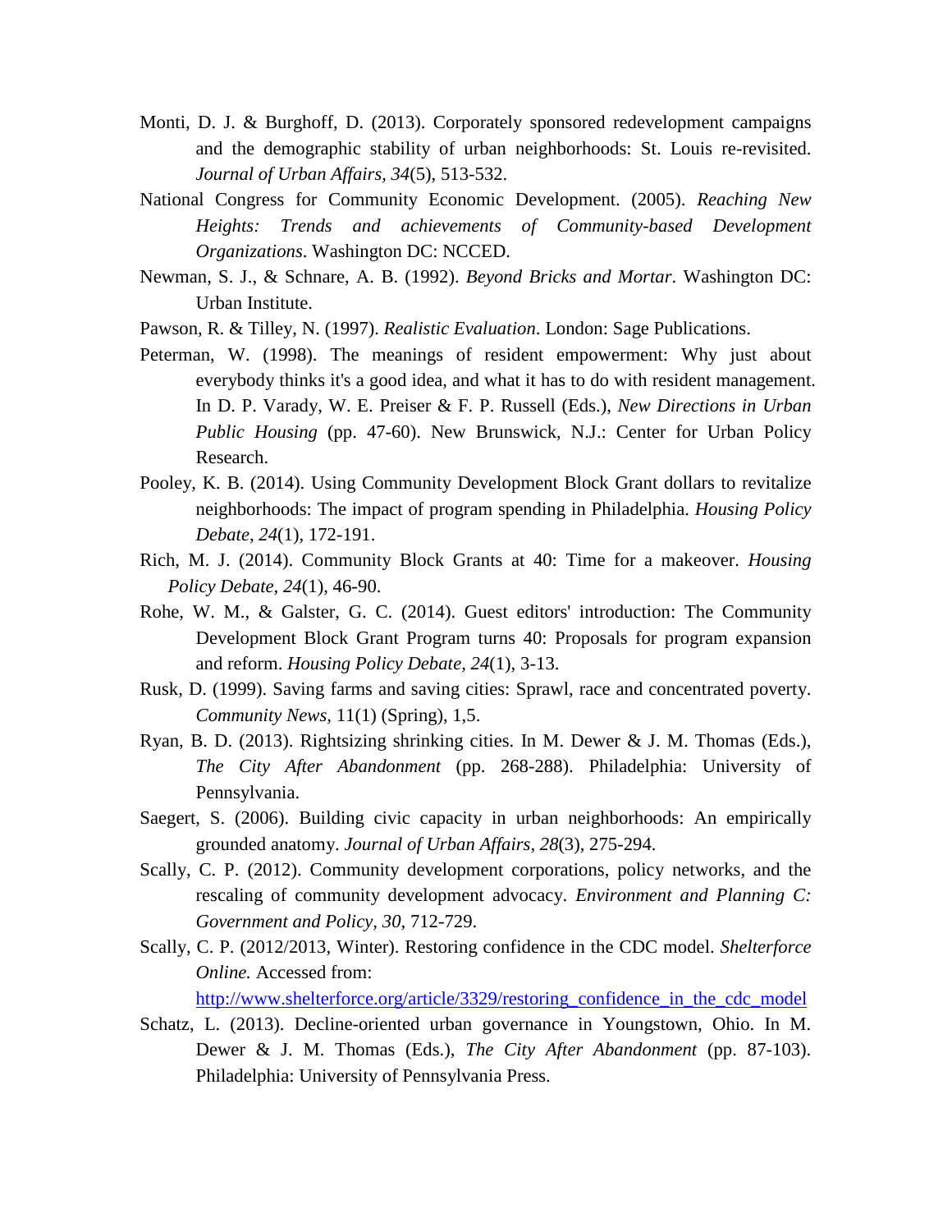Monti, D. J. & Burghoff, D. (2013). Corporately sponsored redevelopment campaigns and the demographic stability of urban neighborhoods: St. Louis re-revisited. *Journal of Urban Affairs*, *34*(5), 513-532.

National Congress for Community Economic Development. (2005). *Reaching New Heights: Trends and achievements of Community-based Development Organizations*. Washington DC: NCCED.

Newman, S. J., & Schnare, A. B. (1992). *Beyond Bricks and Mortar*. Washington DC: Urban Institute.

Pawson, R. & Tilley, N. (1997). *Realistic Evaluation*. London: Sage Publications.

Peterman, W. (1998). The meanings of resident empowerment: Why just about everybody thinks it's a good idea, and what it has to do with resident management. In D. P. Varady, W. E. Preiser & F. P. Russell (Eds.), *New Directions in Urban Public Housing* (pp. 47-60). New Brunswick, N.J.: Center for Urban Policy Research.

Pooley, K. B. (2014). Using Community Development Block Grant dollars to revitalize neighborhoods: The impact of program spending in Philadelphia. *Housing Policy Debate, 24*(1), 172-191.

Rich, M. J. (2014). Community Block Grants at 40: Time for a makeover. *Housing Policy Debate, 24*(1), 46-90.

Rohe, W. M., & Galster, G. C. (2014). Guest editors' introduction: The Community Development Block Grant Program turns 40: Proposals for program expansion and reform. *Housing Policy Debate, 24*(1), 3-13.

Rusk, D. (1999). Saving farms and saving cities: Sprawl, race and concentrated poverty. *Community News,* 11(1) (Spring), 1,5.

Ryan, B. D. (2013). Rightsizing shrinking cities. In M. Dewer & J. M. Thomas (Eds.), *The City After Abandonment* (pp. 268-288). Philadelphia: University of Pennsylvania.

Saegert, S. (2006). Building civic capacity in urban neighborhoods: An empirically grounded anatomy. *Journal of Urban Affairs, 28*(3), 275-294.

Scally, C. P. (2012). Community development corporations, policy networks, and the rescaling of community development advocacy. *Environment and Planning C: Government and Policy, 30*, 712-729.

Scally, C. P. (2012/2013, Winter). Restoring confidence in the CDC model. *Shelterforce Online.* Accessed from: http://www.shelterforce.org/article/3329/restoring_confidence_in_the_cdc_model

Schatz, L. (2013). Decline-oriented urban governance in Youngstown, Ohio. In M. Dewer & J. M. Thomas (Eds.), *The City After Abandonment* (pp. 87-103). Philadelphia: University of Pennsylvania Press.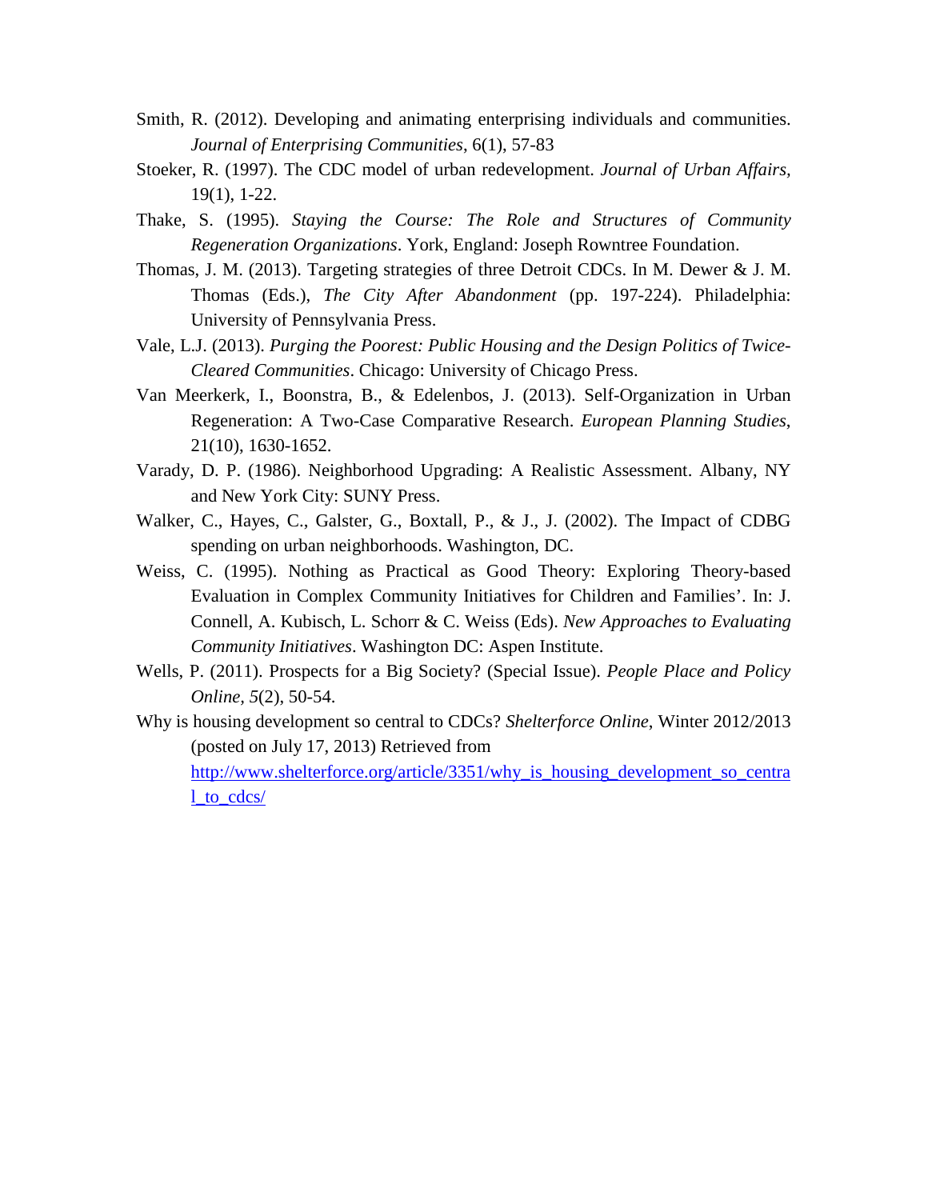Smith, R. (2012). Developing and animating enterprising individuals and communities. *Journal of Enterprising Communities*, 6(1), 57-83

Stoeker, R. (1997). The CDC model of urban redevelopment. *Journal of Urban Affairs*, 19(1), 1-22.

Thake, S. (1995). *Staying the Course: The Role and Structures of Community Regeneration Organizations*. York, England: Joseph Rowntree Foundation.

Thomas, J. M. (2013). Targeting strategies of three Detroit CDCs. In M. Dewer & J. M. Thomas (Eds.), *The City After Abandonment* (pp. 197-224). Philadelphia: University of Pennsylvania Press.

Vale, L.J. (2013). *Purging the Poorest: Public Housing and the Design Politics of Twice-Cleared Communities*. Chicago: University of Chicago Press.

Van Meerkerk, I., Boonstra, B., & Edelenbos, J. (2013). Self-Organization in Urban Regeneration: A Two-Case Comparative Research. *European Planning Studies*, 21(10), 1630-1652.

Varady, D. P. (1986). Neighborhood Upgrading: A Realistic Assessment. Albany, NY and New York City: SUNY Press.

Walker, C., Hayes, C., Galster, G., Boxtall, P., & J., J. (2002). The Impact of CDBG spending on urban neighborhoods. Washington, DC.

Weiss, C. (1995). Nothing as Practical as Good Theory: Exploring Theory-based Evaluation in Complex Community Initiatives for Children and Families'. In: J. Connell, A. Kubisch, L. Schorr & C. Weiss (Eds). *New Approaches to Evaluating Community Initiatives*. Washington DC: Aspen Institute.

Wells, P. (2011). Prospects for a Big Society? (Special Issue). *People Place and Policy Online, 5*(2), 50-54.

Why is housing development so central to CDCs? *Shelterforce Online*, Winter 2012/2013 (posted on July 17, 2013) Retrieved from http://www.shelterforce.org/article/3351/why_is_housing_development_so_central_to_cdcs/